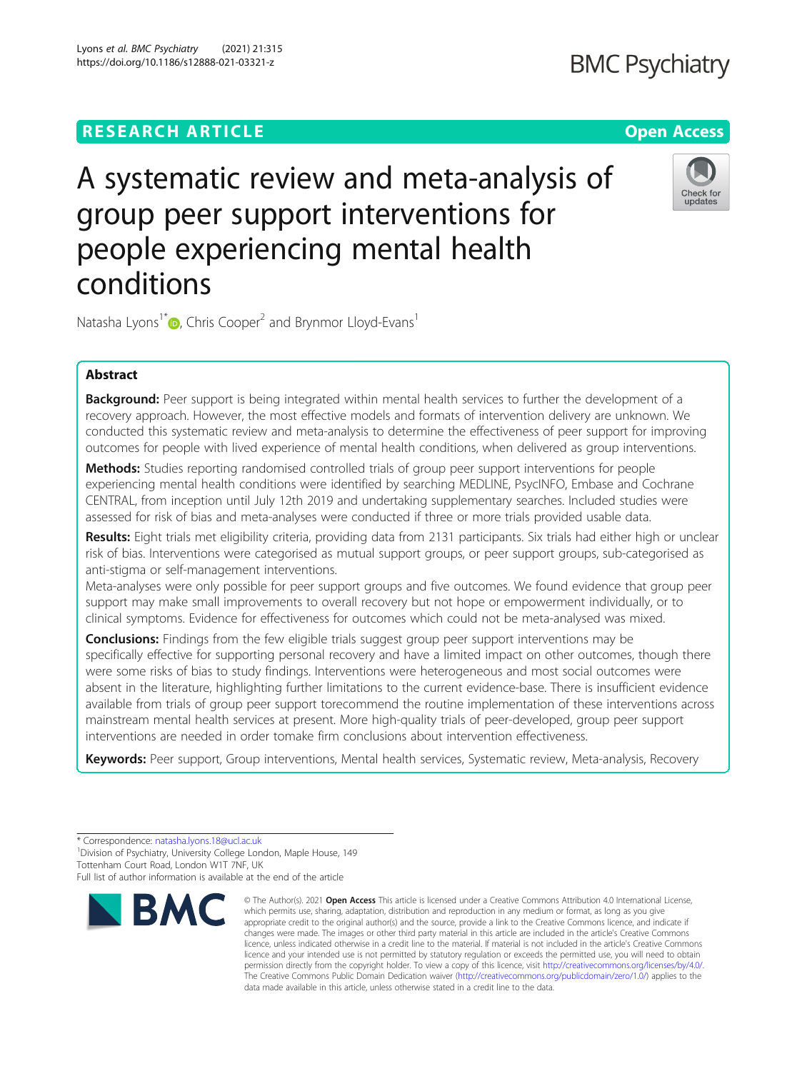# A systematic review and meta-analysis of group peer support interventions for people experiencing mental health conditions

Natasha Lyons[1*], Chris Cooper[2] and Brynmor Lloyd-Evans[1]

## Abstract

**Background:** Peer support is being integrated within mental health services to further the development of a recovery approach. However, the most effective models and formats of intervention delivery are unknown. We conducted this systematic review and meta-analysis to determine the effectiveness of peer support for improving outcomes for people with lived experience of mental health conditions, when delivered as group interventions.

**Methods:** Studies reporting randomised controlled trials of group peer support interventions for people experiencing mental health conditions were identified by searching MEDLINE, PsycINFO, Embase and Cochrane CENTRAL, from inception until July 12th 2019 and undertaking supplementary searches. Included studies were assessed for risk of bias and meta-analyses were conducted if three or more trials provided usable data.

**Results:** Eight trials met eligibility criteria, providing data from 2131 participants. Six trials had either high or unclear risk of bias. Interventions were categorised as mutual support groups, or peer support groups, sub-categorised as anti-stigma or self-management interventions.

Meta-analyses were only possible for peer support groups and five outcomes. We found evidence that group peer support may make small improvements to overall recovery but not hope or empowerment individually, or to clinical symptoms. Evidence for effectiveness for outcomes which could not be meta-analysed was mixed.

**Conclusions:** Findings from the few eligible trials suggest group peer support interventions may be specifically effective for supporting personal recovery and have a limited impact on other outcomes, though there were some risks of bias to study findings. Interventions were heterogeneous and most social outcomes were absent in the literature, highlighting further limitations to the current evidence-base. There is insufficient evidence available from trials of group peer support torecommend the routine implementation of these interventions across mainstream mental health services at present. More high-quality trials of peer-developed, group peer support interventions are needed in order tomake firm conclusions about intervention effectiveness.

**Keywords:** Peer support, Group interventions, Mental health services, Systematic review, Meta-analysis, Recovery

---

\* Correspondence: natasha.lyons.18@ucl.ac.uk

[1]Division of Psychiatry, University College London, Maple House, 149 Tottenham Court Road, London W1T 7NF, UK

Full list of author information is available at the end of the article

© The Author(s). 2021 **Open Access** This article is licensed under a Creative Commons Attribution 4.0 International License, which permits use, sharing, adaptation, distribution and reproduction in any medium or format, as long as you give appropriate credit to the original author(s) and the source, provide a link to the Creative Commons licence, and indicate if changes were made. The images or other third party material in this article are included in the article's Creative Commons licence, unless indicated otherwise in a credit line to the material. If material is not included in the article's Creative Commons licence and your intended use is not permitted by statutory regulation or exceeds the permitted use, you will need to obtain permission directly from the copyright holder. To view a copy of this licence, visit http://creativecommons.org/licenses/by/4.0/. The Creative Commons Public Domain Dedication waiver (http://creativecommons.org/publicdomain/zero/1.0/) applies to the data made available in this article, unless otherwise stated in a credit line to the data.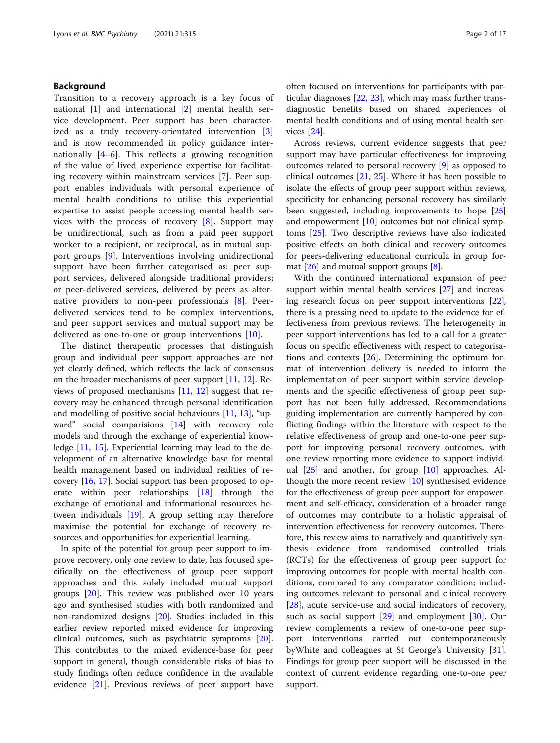## Background

Transition to a recovery approach is a key focus of national [1] and international [2] mental health service development. Peer support has been characterized as a truly recovery-orientated intervention [3] and is now recommended in policy guidance internationally [4–6]. This reflects a growing recognition of the value of lived experience expertise for facilitating recovery within mainstream services [7]. Peer support enables individuals with personal experience of mental health conditions to utilise this experiential expertise to assist people accessing mental health services with the process of recovery [8]. Support may be unidirectional, such as from a paid peer support worker to a recipient, or reciprocal, as in mutual support groups [9]. Interventions involving unidirectional support have been further categorised as: peer support services, delivered alongside traditional providers; or peer-delivered services, delivered by peers as alternative providers to non-peer professionals [8]. Peer-delivered services tend to be complex interventions, and peer support services and mutual support may be delivered as one-to-one or group interventions [10].

The distinct therapeutic processes that distinguish group and individual peer support approaches are not yet clearly defined, which reflects the lack of consensus on the broader mechanisms of peer support [11, 12]. Reviews of proposed mechanisms [11, 12] suggest that recovery may be enhanced through personal identification and modelling of positive social behaviours [11, 13], "upward" social comparisions [14] with recovery role models and through the exchange of experiential knowledge [11, 15]. Experiential learning may lead to the development of an alternative knowledge base for mental health management based on individual realities of recovery [16, 17]. Social support has been proposed to operate within peer relationships [18] through the exchange of emotional and informational resources between individuals [19]. A group setting may therefore maximise the potential for exchange of recovery resources and opportunities for experiential learning.

In spite of the potential for group peer support to improve recovery, only one review to date, has focused specifically on the effectiveness of group peer support approaches and this solely included mutual support groups [20]. This review was published over 10 years ago and synthesised studies with both randomized and non-randomized designs [20]. Studies included in this earlier review reported mixed evidence for improving clinical outcomes, such as psychiatric symptoms [20]. This contributes to the mixed evidence-base for peer support in general, though considerable risks of bias to study findings often reduce confidence in the available evidence [21]. Previous reviews of peer support have often focused on interventions for participants with particular diagnoses [22, 23], which may mask further transdiagnostic benefits based on shared experiences of mental health conditions and of using mental health services [24].

Across reviews, current evidence suggests that peer support may have particular effectiveness for improving outcomes related to personal recovery [9] as opposed to clinical outcomes [21, 25]. Where it has been possible to isolate the effects of group peer support within reviews, specificity for enhancing personal recovery has similarly been suggested, including improvements to hope [25] and empowerment [10] outcomes but not clinical symptoms [25]. Two descriptive reviews have also indicated positive effects on both clinical and recovery outcomes for peers-delivering educational curricula in group format [26] and mutual support groups [8].

With the continued international expansion of peer support within mental health services [27] and increasing research focus on peer support interventions [22], there is a pressing need to update to the evidence for effectiveness from previous reviews. The heterogeneity in peer support interventions has led to a call for a greater focus on specific effectiveness with respect to categorisations and contexts [26]. Determining the optimum format of intervention delivery is needed to inform the implementation of peer support within service developments and the specific effectiveness of group peer support has not been fully addressed. Recommendations guiding implementation are currently hampered by conflicting findings within the literature with respect to the relative effectiveness of group and one-to-one peer support for improving personal recovery outcomes, with one review reporting more evidence to support individual [25] and another, for group [10] approaches. Although the more recent review [10] synthesised evidence for the effectiveness of group peer support for empowerment and self-efficacy, consideration of a broader range of outcomes may contribute to a holistic appraisal of intervention effectiveness for recovery outcomes. Therefore, this review aims to narratively and quantitively synthesis evidence from randomised controlled trials (RCTs) for the effectiveness of group peer support for improving outcomes for people with mental health conditions, compared to any comparator condition; including outcomes relevant to personal and clinical recovery [28], acute service-use and social indicators of recovery, such as social support [29] and employment [30]. Our review complements a review of one-to-one peer support interventions carried out contemporaneously byWhite and colleagues at St George's University [31]. Findings for group peer support will be discussed in the context of current evidence regarding one-to-one peer support.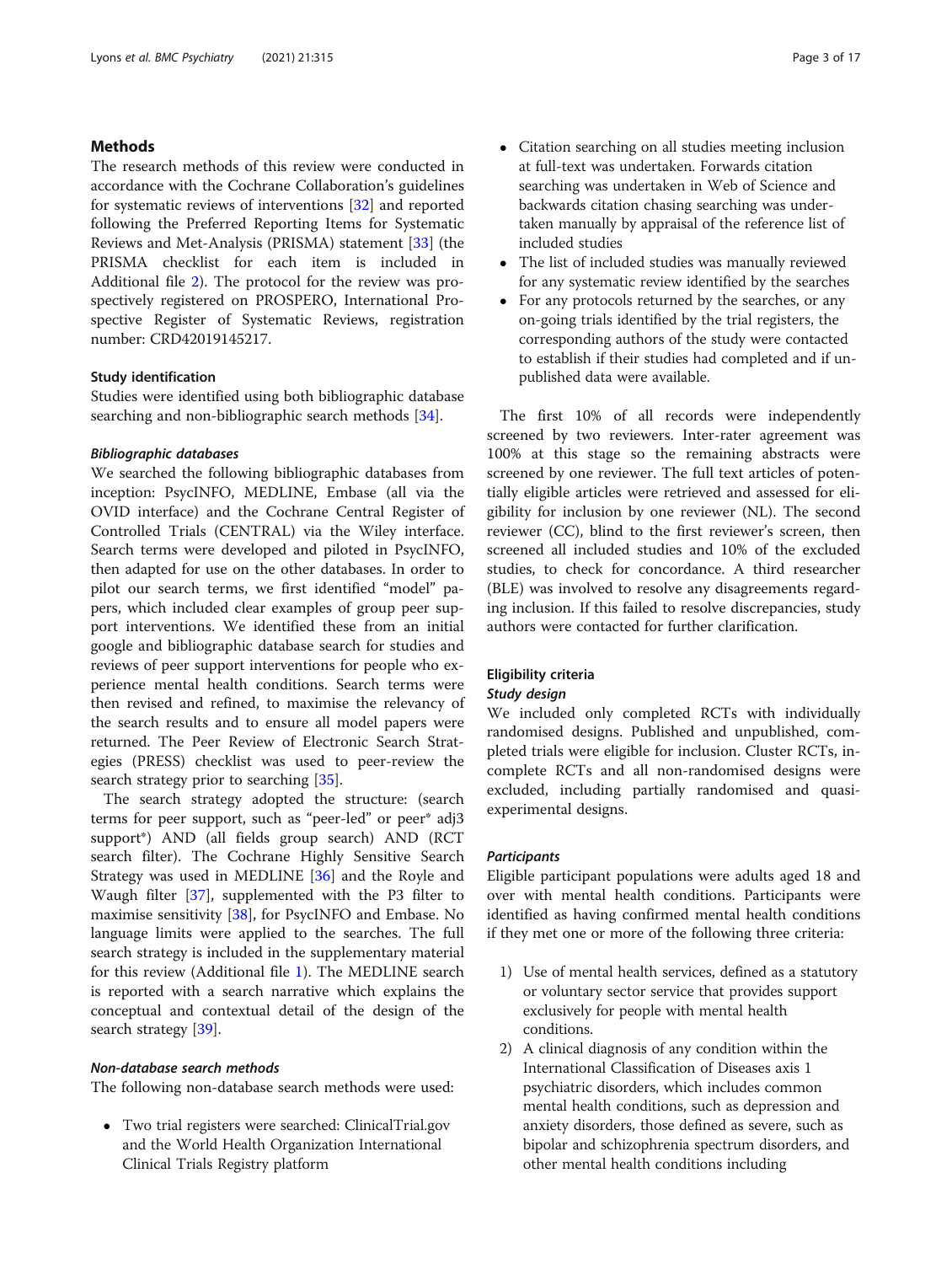## Methods

The research methods of this review were conducted in accordance with the Cochrane Collaboration's guidelines for systematic reviews of interventions [32] and reported following the Preferred Reporting Items for Systematic Reviews and Met-Analysis (PRISMA) statement [33] (the PRISMA checklist for each item is included in Additional file 2). The protocol for the review was prospectively registered on PROSPERO, International Prospective Register of Systematic Reviews, registration number: CRD42019145217.

### Study identification

Studies were identified using both bibliographic database searching and non-bibliographic search methods [34].

#### *Bibliographic databases*

We searched the following bibliographic databases from inception: PsycINFO, MEDLINE, Embase (all via the OVID interface) and the Cochrane Central Register of Controlled Trials (CENTRAL) via the Wiley interface. Search terms were developed and piloted in PsycINFO, then adapted for use on the other databases. In order to pilot our search terms, we first identified "model" papers, which included clear examples of group peer support interventions. We identified these from an initial google and bibliographic database search for studies and reviews of peer support interventions for people who experience mental health conditions. Search terms were then revised and refined, to maximise the relevancy of the search results and to ensure all model papers were returned. The Peer Review of Electronic Search Strategies (PRESS) checklist was used to peer-review the search strategy prior to searching [35].

The search strategy adopted the structure: (search terms for peer support, such as "peer-led" or peer* adj3 support*) AND (all fields group search) AND (RCT search filter). The Cochrane Highly Sensitive Search Strategy was used in MEDLINE [36] and the Royle and Waugh filter [37], supplemented with the P3 filter to maximise sensitivity [38], for PsycINFO and Embase. No language limits were applied to the searches. The full search strategy is included in the supplementary material for this review (Additional file 1). The MEDLINE search is reported with a search narrative which explains the conceptual and contextual detail of the design of the search strategy [39].

#### *Non-database search methods*

The following non-database search methods were used:

- Two trial registers were searched: ClinicalTrial.gov and the World Health Organization International Clinical Trials Registry platform
- Citation searching on all studies meeting inclusion at full-text was undertaken. Forwards citation searching was undertaken in Web of Science and backwards citation chasing searching was undertaken manually by appraisal of the reference list of included studies
- The list of included studies was manually reviewed for any systematic review identified by the searches
- For any protocols returned by the searches, or any on-going trials identified by the trial registers, the corresponding authors of the study were contacted to establish if their studies had completed and if unpublished data were available.

The first 10% of all records were independently screened by two reviewers. Inter-rater agreement was 100% at this stage so the remaining abstracts were screened by one reviewer. The full text articles of potentially eligible articles were retrieved and assessed for eligibility for inclusion by one reviewer (NL). The second reviewer (CC), blind to the first reviewer's screen, then screened all included studies and 10% of the excluded studies, to check for concordance. A third researcher (BLE) was involved to resolve any disagreements regarding inclusion. If this failed to resolve discrepancies, study authors were contacted for further clarification.

### Eligibility criteria

#### *Study design*

We included only completed RCTs with individually randomised designs. Published and unpublished, completed trials were eligible for inclusion. Cluster RCTs, incomplete RCTs and all non-randomised designs were excluded, including partially randomised and quasi-experimental designs.

#### *Participants*

Eligible participant populations were adults aged 18 and over with mental health conditions. Participants were identified as having confirmed mental health conditions if they met one or more of the following three criteria:

1) Use of mental health services, defined as a statutory or voluntary sector service that provides support exclusively for people with mental health conditions.
2) A clinical diagnosis of any condition within the International Classification of Diseases axis 1 psychiatric disorders, which includes common mental health conditions, such as depression and anxiety disorders, those defined as severe, such as bipolar and schizophrenia spectrum disorders, and other mental health conditions including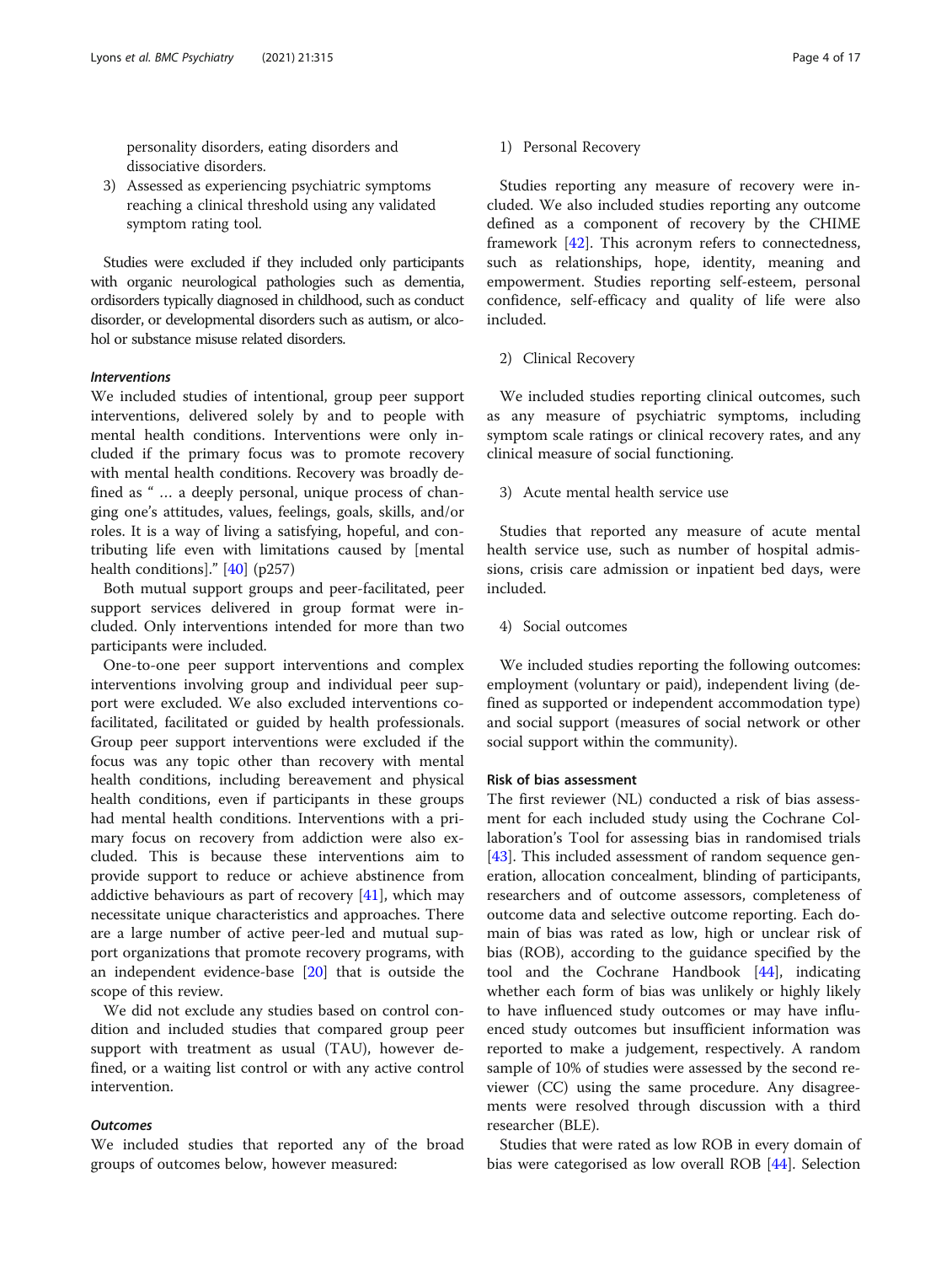personality disorders, eating disorders and dissociative disorders.

3) Assessed as experiencing psychiatric symptoms reaching a clinical threshold using any validated symptom rating tool.

Studies were excluded if they included only participants with organic neurological pathologies such as dementia, ordisorders typically diagnosed in childhood, such as conduct disorder, or developmental disorders such as autism, or alcohol or substance misuse related disorders.

#### *Interventions*

We included studies of intentional, group peer support interventions, delivered solely by and to people with mental health conditions. Interventions were only included if the primary focus was to promote recovery with mental health conditions. Recovery was broadly defined as " … a deeply personal, unique process of changing one's attitudes, values, feelings, goals, skills, and/or roles. It is a way of living a satisfying, hopeful, and contributing life even with limitations caused by [mental health conditions]." [40] (p257)

Both mutual support groups and peer-facilitated, peer support services delivered in group format were included. Only interventions intended for more than two participants were included.

One-to-one peer support interventions and complex interventions involving group and individual peer support were excluded. We also excluded interventions co-facilitated, facilitated or guided by health professionals. Group peer support interventions were excluded if the focus was any topic other than recovery with mental health conditions, including bereavement and physical health conditions, even if participants in these groups had mental health conditions. Interventions with a primary focus on recovery from addiction were also excluded. This is because these interventions aim to provide support to reduce or achieve abstinence from addictive behaviours as part of recovery [41], which may necessitate unique characteristics and approaches. There are a large number of active peer-led and mutual support organizations that promote recovery programs, with an independent evidence-base [20] that is outside the scope of this review.

We did not exclude any studies based on control condition and included studies that compared group peer support with treatment as usual (TAU), however defined, or a waiting list control or with any active control intervention.

#### *Outcomes*

We included studies that reported any of the broad groups of outcomes below, however measured:

1) Personal Recovery

Studies reporting any measure of recovery were included. We also included studies reporting any outcome defined as a component of recovery by the CHIME framework [42]. This acronym refers to connectedness, such as relationships, hope, identity, meaning and empowerment. Studies reporting self-esteem, personal confidence, self-efficacy and quality of life were also included.

2) Clinical Recovery

We included studies reporting clinical outcomes, such as any measure of psychiatric symptoms, including symptom scale ratings or clinical recovery rates, and any clinical measure of social functioning.

3) Acute mental health service use

Studies that reported any measure of acute mental health service use, such as number of hospital admissions, crisis care admission or inpatient bed days, were included.

4) Social outcomes

We included studies reporting the following outcomes: employment (voluntary or paid), independent living (defined as supported or independent accommodation type) and social support (measures of social network or other social support within the community).

### Risk of bias assessment

The first reviewer (NL) conducted a risk of bias assessment for each included study using the Cochrane Collaboration's Tool for assessing bias in randomised trials [43]. This included assessment of random sequence generation, allocation concealment, blinding of participants, researchers and of outcome assessors, completeness of outcome data and selective outcome reporting. Each domain of bias was rated as low, high or unclear risk of bias (ROB), according to the guidance specified by the tool and the Cochrane Handbook [44], indicating whether each form of bias was unlikely or highly likely to have influenced study outcomes or may have influenced study outcomes but insufficient information was reported to make a judgement, respectively. A random sample of 10% of studies were assessed by the second reviewer (CC) using the same procedure. Any disagreements were resolved through discussion with a third researcher (BLE).

Studies that were rated as low ROB in every domain of bias were categorised as low overall ROB [44]. Selection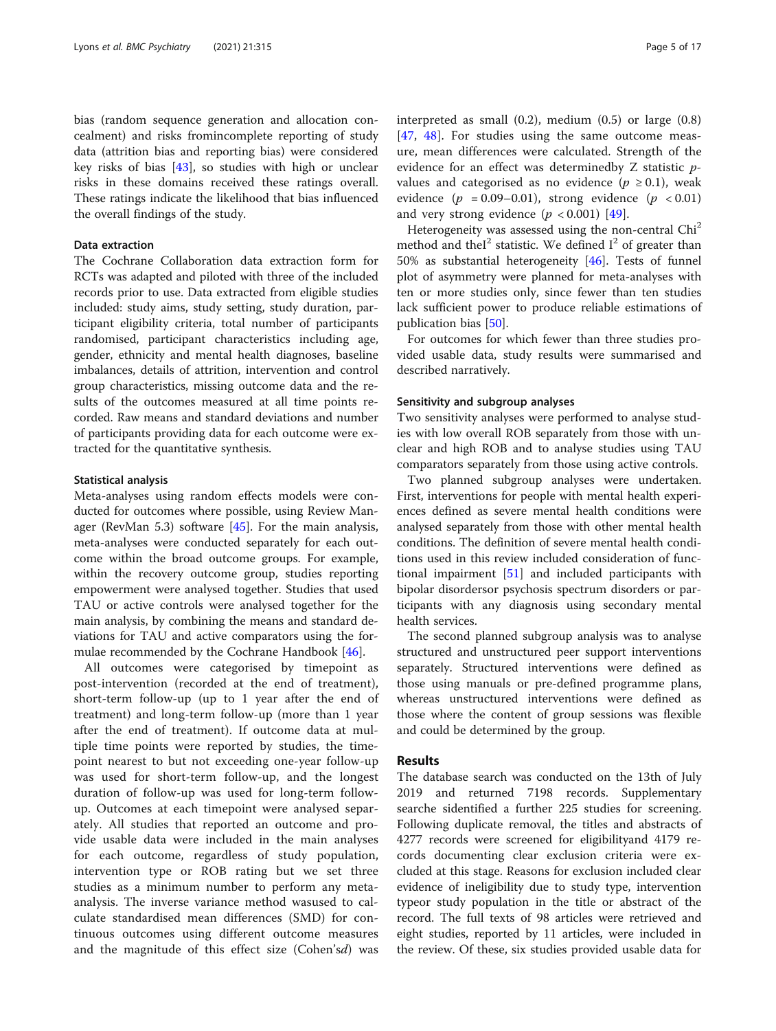bias (random sequence generation and allocation concealment) and risks fromincomplete reporting of study data (attrition bias and reporting bias) were considered key risks of bias [43], so studies with high or unclear risks in these domains received these ratings overall. These ratings indicate the likelihood that bias influenced the overall findings of the study.

### Data extraction

The Cochrane Collaboration data extraction form for RCTs was adapted and piloted with three of the included records prior to use. Data extracted from eligible studies included: study aims, study setting, study duration, participant eligibility criteria, total number of participants randomised, participant characteristics including age, gender, ethnicity and mental health diagnoses, baseline imbalances, details of attrition, intervention and control group characteristics, missing outcome data and the results of the outcomes measured at all time points recorded. Raw means and standard deviations and number of participants providing data for each outcome were extracted for the quantitative synthesis.

### Statistical analysis

Meta-analyses using random effects models were conducted for outcomes where possible, using Review Manager (RevMan 5.3) software [45]. For the main analysis, meta-analyses were conducted separately for each outcome within the broad outcome groups. For example, within the recovery outcome group, studies reporting empowerment were analysed together. Studies that used TAU or active controls were analysed together for the main analysis, by combining the means and standard deviations for TAU and active comparators using the formulae recommended by the Cochrane Handbook [46].

All outcomes were categorised by timepoint as post-intervention (recorded at the end of treatment), short-term follow-up (up to 1 year after the end of treatment) and long-term follow-up (more than 1 year after the end of treatment). If outcome data at multiple time points were reported by studies, the timepoint nearest to but not exceeding one-year follow-up was used for short-term follow-up, and the longest duration of follow-up was used for long-term follow-up. Outcomes at each timepoint were analysed separately. All studies that reported an outcome and provide usable data were included in the main analyses for each outcome, regardless of study population, intervention type or ROB rating but we set three studies as a minimum number to perform any meta-analysis. The inverse variance method wasused to calculate standardised mean differences (SMD) for continuous outcomes using different outcome measures and the magnitude of this effect size (Cohen'*s*$d$) was interpreted as small (0.2), medium (0.5) or large (0.8) [47, 48]. For studies using the same outcome measure, mean differences were calculated. Strength of the evidence for an effect was determinedby Z statistic $p$-values and categorised as no evidence ($p \geq 0.1$), weak evidence ($p = 0.09–0.01$), strong evidence ($p < 0.01$) and very strong evidence ($p < 0.001$) [49].

Heterogeneity was assessed using the non-central Chi$^2$ method and the$I^2$ statistic. We defined $I^2$ of greater than 50% as substantial heterogeneity [46]. Tests of funnel plot of asymmetry were planned for meta-analyses with ten or more studies only, since fewer than ten studies lack sufficient power to produce reliable estimations of publication bias [50].

For outcomes for which fewer than three studies provided usable data, study results were summarised and described narratively.

### Sensitivity and subgroup analyses

Two sensitivity analyses were performed to analyse studies with low overall ROB separately from those with unclear and high ROB and to analyse studies using TAU comparators separately from those using active controls.

Two planned subgroup analyses were undertaken. First, interventions for people with mental health experiences defined as severe mental health conditions were analysed separately from those with other mental health conditions. The definition of severe mental health conditions used in this review included consideration of functional impairment [51] and included participants with bipolar disordersor psychosis spectrum disorders or participants with any diagnosis using secondary mental health services.

The second planned subgroup analysis was to analyse structured and unstructured peer support interventions separately. Structured interventions were defined as those using manuals or pre-defined programme plans, whereas unstructured interventions were defined as those where the content of group sessions was flexible and could be determined by the group.

## Results

The database search was conducted on the 13th of July 2019 and returned 7198 records. Supplementary searche sidentified a further 225 studies for screening. Following duplicate removal, the titles and abstracts of 4277 records were screened for eligibilityand 4179 records documenting clear exclusion criteria were excluded at this stage. Reasons for exclusion included clear evidence of ineligibility due to study type, intervention typeor study population in the title or abstract of the record. The full texts of 98 articles were retrieved and eight studies, reported by 11 articles, were included in the review. Of these, six studies provided usable data for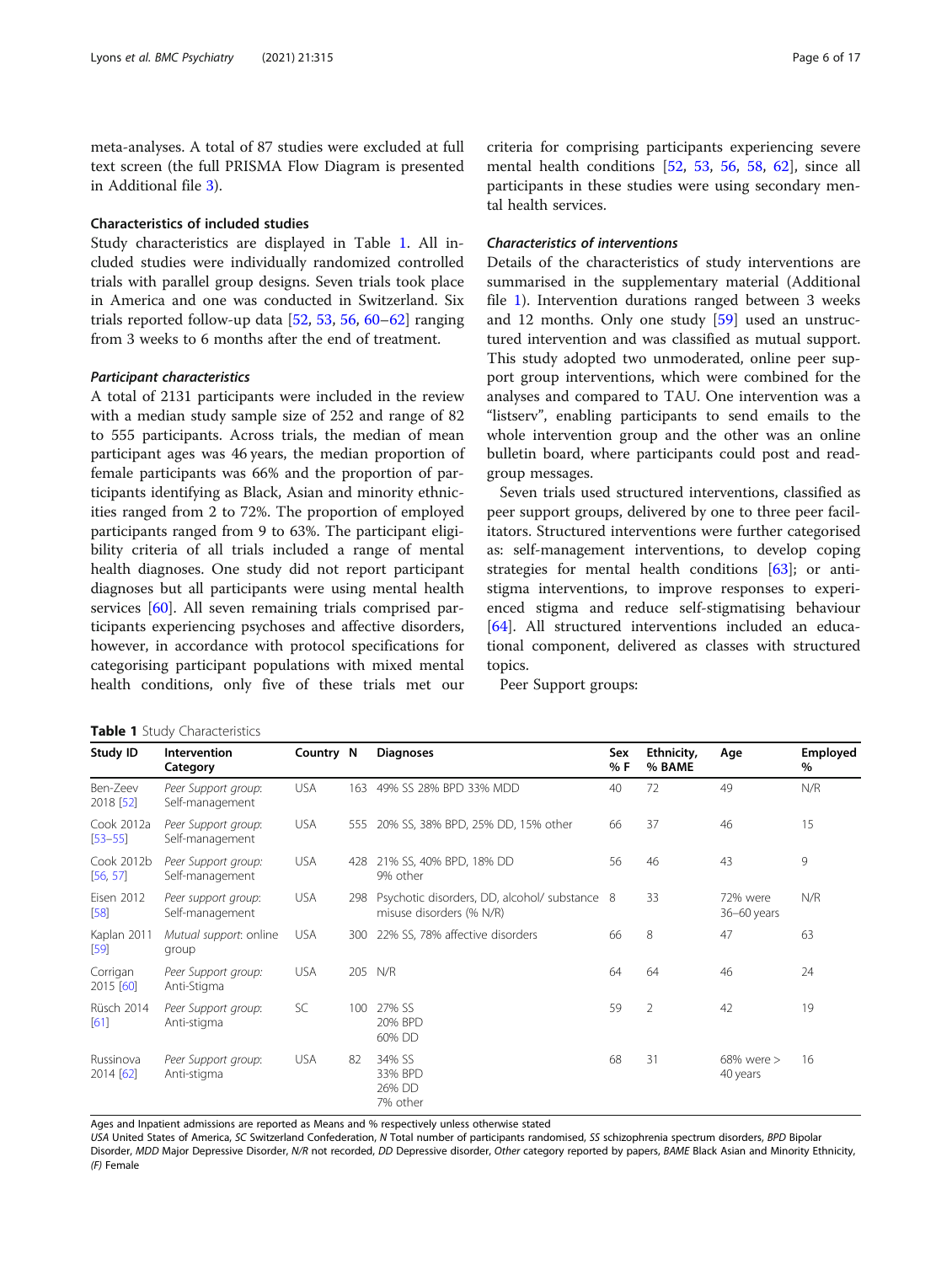meta-analyses. A total of 87 studies were excluded at full text screen (the full PRISMA Flow Diagram is presented in Additional file 3).

### Characteristics of included studies

Study characteristics are displayed in Table 1. All included studies were individually randomized controlled trials with parallel group designs. Seven trials took place in America and one was conducted in Switzerland. Six trials reported follow-up data [52, 53, 56, 60–62] ranging from 3 weeks to 6 months after the end of treatment.

#### *Participant characteristics*

A total of 2131 participants were included in the review with a median study sample size of 252 and range of 82 to 555 participants. Across trials, the median of mean participant ages was 46 years, the median proportion of female participants was 66% and the proportion of participants identifying as Black, Asian and minority ethnicities ranged from 2 to 72%. The proportion of employed participants ranged from 9 to 63%. The participant eligibility criteria of all trials included a range of mental health diagnoses. One study did not report participant diagnoses but all participants were using mental health services [60]. All seven remaining trials comprised participants experiencing psychoses and affective disorders, however, in accordance with protocol specifications for categorising participant populations with mixed mental health conditions, only five of these trials met our criteria for comprising participants experiencing severe mental health conditions [52, 53, 56, 58, 62], since all participants in these studies were using secondary mental health services.

#### *Characteristics of interventions*

Details of the characteristics of study interventions are summarised in the supplementary material (Additional file 1). Intervention durations ranged between 3 weeks and 12 months. Only one study [59] used an unstructured intervention and was classified as mutual support. This study adopted two unmoderated, online peer support group interventions, which were combined for the analyses and compared to TAU. One intervention was a "listserv", enabling participants to send emails to the whole intervention group and the other was an online bulletin board, where participants could post and read-group messages.

Seven trials used structured interventions, classified as peer support groups, delivered by one to three peer facilitators. Structured interventions were further categorised as: self-management interventions, to develop coping strategies for mental health conditions [63]; or anti-stigma interventions, to improve responses to experienced stigma and reduce self-stigmatising behaviour [64]. All structured interventions included an educational component, delivered as classes with structured topics.

Peer Support groups:

**Table 1** Study Characteristics

| Study ID | Intervention Category | Country | N | Diagnoses | Sex % F | Ethnicity, % BAME | Age | Employed % |
|---|---|---|---|---|---|---|---|---|
| Ben-Zeev 2018 [52] | *Peer Support group*: Self-management | USA | 163 | 49% SS 28% BPD 33% MDD | 40 | 72 | 49 | N/R |
| Cook 2012a [53–55] | *Peer Support group*: Self-management | USA | 555 | 20% SS, 38% BPD, 25% DD, 15% other | 66 | 37 | 46 | 15 |
| Cook 2012b [56, 57] | *Peer Support group*: Self-management | USA | 428 | 21% SS, 40% BPD, 18% DD 9% other | 56 | 46 | 43 | 9 |
| Eisen 2012 [58] | *Peer support group*: Self-management | USA | 298 | Psychotic disorders, DD, alcohol/ substance misuse disorders (% N/R) | 8 | 33 | 72% were 36–60 years | N/R |
| Kaplan 2011 [59] | *Mutual support*: online group | USA | 300 | 22% SS, 78% affective disorders | 66 | 8 | 47 | 63 |
| Corrigan 2015 [60] | *Peer Support group*: Anti-Stigma | USA | 205 | N/R | 64 | 64 | 46 | 24 |
| Rüsch 2014 [61] | *Peer Support group*: Anti-stigma | SC | 100 | 27% SS 20% BPD 60% DD | 59 | 2 | 42 | 19 |
| Russinova 2014 [62] | *Peer Support group*: Anti-stigma | USA | 82 | 34% SS 33% BPD 26% DD 7% other | 68 | 31 | 68% were > 40 years | 16 |

Ages and Inpatient admissions are reported as Means and % respectively unless otherwise stated
USA United States of America, SC Switzerland Confederation, N Total number of participants randomised, SS schizophrenia spectrum disorders, BPD Bipolar Disorder, MDD Major Depressive Disorder, N/R not recorded, DD Depressive disorder, Other category reported by papers, BAME Black Asian and Minority Ethnicity, (F) Female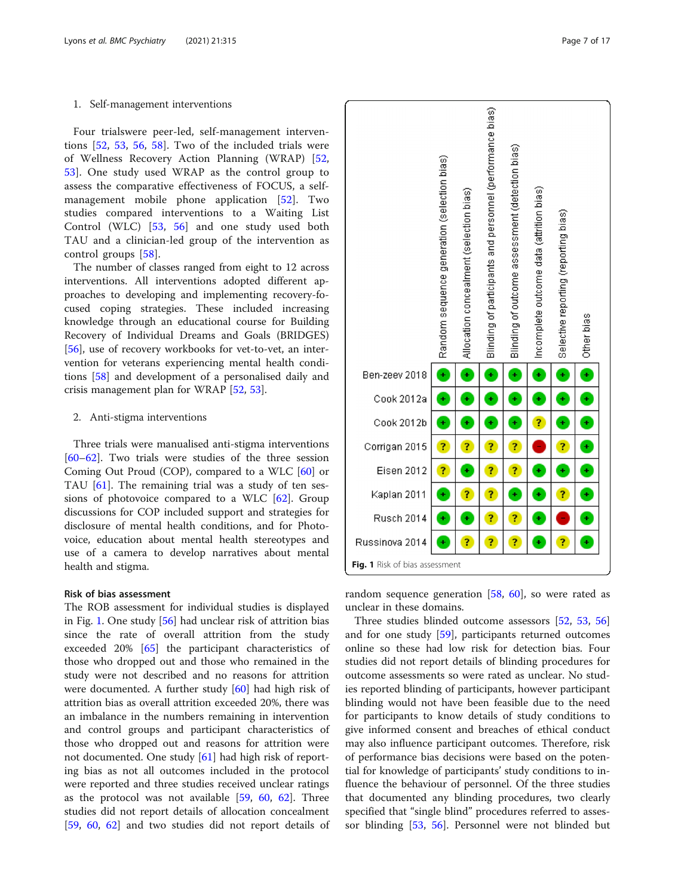1. Self-management interventions

Four trialswere peer-led, self-management interventions [52, 53, 56, 58]. Two of the included trials were of Wellness Recovery Action Planning (WRAP) [52, 53]. One study used WRAP as the control group to assess the comparative effectiveness of FOCUS, a self-management mobile phone application [52]. Two studies compared interventions to a Waiting List Control (WLC) [53, 56] and one study used both TAU and a clinician-led group of the intervention as control groups [58].

The number of classes ranged from eight to 12 across interventions. All interventions adopted different approaches to developing and implementing recovery-focused coping strategies. These included increasing knowledge through an educational course for Building Recovery of Individual Dreams and Goals (BRIDGES) [56], use of recovery workbooks for vet-to-vet, an intervention for veterans experiencing mental health conditions [58] and development of a personalised daily and crisis management plan for WRAP [52, 53].

2. Anti-stigma interventions

Three trials were manualised anti-stigma interventions [60–62]. Two trials were studies of the three session Coming Out Proud (COP), compared to a WLC [60] or TAU [61]. The remaining trial was a study of ten sessions of photovoice compared to a WLC [62]. Group discussions for COP included support and strategies for disclosure of mental health conditions, and for Photovoice, education about mental health stereotypes and use of a camera to develop narratives about mental health and stigma.

### Risk of bias assessment

The ROB assessment for individual studies is displayed in Fig. 1. One study [56] had unclear risk of attrition bias since the rate of overall attrition from the study exceeded 20% [65] the participant characteristics of those who dropped out and those who remained in the study were not described and no reasons for attrition were documented. A further study [60] had high risk of attrition bias as overall attrition exceeded 20%, there was an imbalance in the numbers remaining in intervention and control groups and participant characteristics of those who dropped out and reasons for attrition were not documented. One study [61] had high risk of reporting bias as not all outcomes included in the protocol were reported and three studies received unclear ratings as the protocol was not available [59, 60, 62]. Three studies did not report details of allocation concealment [59, 60, 62] and two studies did not report details of random sequence generation [58, 60], so were rated as unclear in these domains.

| | Random sequence generation (selection bias) | Allocation concealment (selection bias) | Blinding of participants and personnel (performance bias) | Blinding of outcome assessment (detection bias) | Incomplete outcome data (attrition bias) | Selective reporting (reporting bias) | Other bias |
|---|---|---|---|---|---|---|---|
| Ben-zeev 2018 | + | + | + | + | + | + | + |
| Cook 2012a | + | + | + | + | + | + | + |
| Cook 2012b | + | + | + | + | ? | + | + |
| Corrigan 2015 | ? | ? | ? | ? | − | ? | + |
| Eisen 2012 | ? | + | ? | ? | + | + | + |
| Kaplan 2011 | + | ? | ? | + | + | ? | + |
| Rusch 2014 | + | + | ? | ? | + | − | + |
| Russinova 2014 | + | ? | ? | ? | + | ? | + |

**Fig. 1** Risk of bias assessment

Three studies blinded outcome assessors [52, 53, 56] and for one study [59], participants returned outcomes online so these had low risk for detection bias. Four studies did not report details of blinding procedures for outcome assessments so were rated as unclear. No studies reported blinding of participants, however participant blinding would not have been feasible due to the need for participants to know details of study conditions to give informed consent and breaches of ethical conduct may also influence participant outcomes. Therefore, risk of performance bias decisions were based on the potential for knowledge of participants' study conditions to influence the behaviour of personnel. Of the three studies that documented any blinding procedures, two clearly specified that "single blind" procedures referred to assessor blinding [53, 56]. Personnel were not blinded but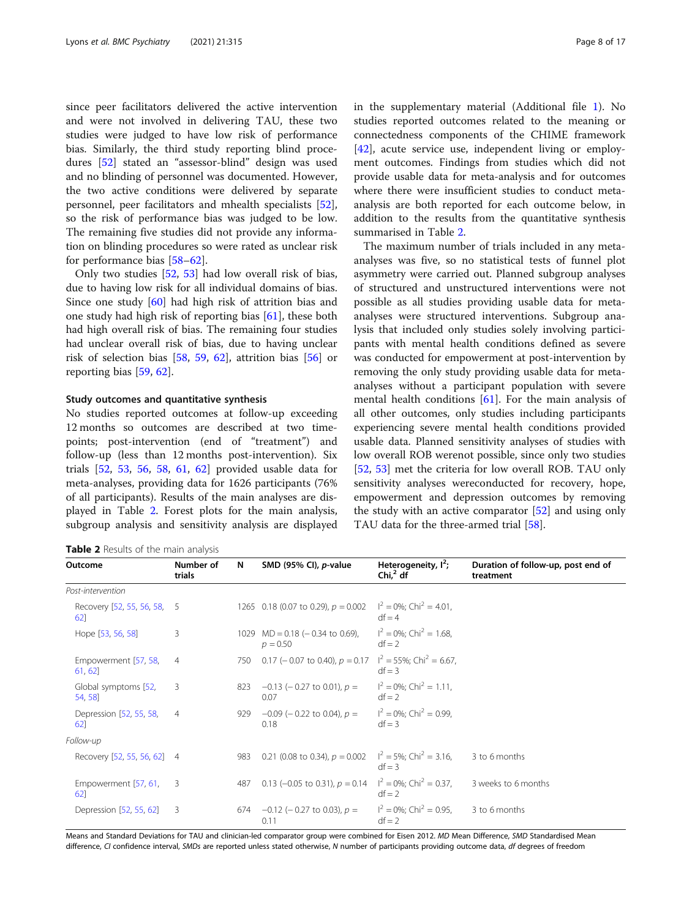since peer facilitators delivered the active intervention and were not involved in delivering TAU, these two studies were judged to have low risk of performance bias. Similarly, the third study reporting blind procedures [52] stated an "assessor-blind" design was used and no blinding of personnel was documented. However, the two active conditions were delivered by separate personnel, peer facilitators and mhealth specialists [52], so the risk of performance bias was judged to be low. The remaining five studies did not provide any information on blinding procedures so were rated as unclear risk for performance bias [58–62].

Only two studies [52, 53] had low overall risk of bias, due to having low risk for all individual domains of bias. Since one study [60] had high risk of attrition bias and one study had high risk of reporting bias [61], these both had high overall risk of bias. The remaining four studies had unclear overall risk of bias, due to having unclear risk of selection bias [58, 59, 62], attrition bias [56] or reporting bias [59, 62].

### Study outcomes and quantitative synthesis

No studies reported outcomes at follow-up exceeding 12 months so outcomes are described at two time-points; post-intervention (end of "treatment") and follow-up (less than 12 months post-intervention). Six trials [52, 53, 56, 58, 61, 62] provided usable data for meta-analyses, providing data for 1626 participants (76% of all participants). Results of the main analyses are displayed in Table 2. Forest plots for the main analysis, subgroup analysis and sensitivity analysis are displayed in the supplementary material (Additional file 1). No studies reported outcomes related to the meaning or connectedness components of the CHIME framework [42], acute service use, independent living or employment outcomes. Findings from studies which did not provide usable data for meta-analysis and for outcomes where there were insufficient studies to conduct meta-analysis are both reported for each outcome below, in addition to the results from the quantitative synthesis summarised in Table 2.

The maximum number of trials included in any meta-analyses was five, so no statistical tests of funnel plot asymmetry were carried out. Planned subgroup analyses of structured and unstructured interventions were not possible as all studies providing usable data for meta-analyses were structured interventions. Subgroup analysis that included only studies solely involving participants with mental health conditions defined as severe was conducted for empowerment at post-intervention by removing the only study providing usable data for meta-analyses without a participant population with severe mental health conditions [61]. For the main analysis of all other outcomes, only studies including participants experiencing severe mental health conditions provided usable data. Planned sensitivity analyses of studies with low overall ROB werenot possible, since only two studies [52, 53] met the criteria for low overall ROB. TAU only sensitivity analyses wereconducted for recovery, hope, empowerment and depression outcomes by removing the study with an active comparator [52] and using only TAU data for the three-armed trial [58].

**Table 2** Results of the main analysis

| Outcome | Number of trials | N | SMD (95% CI), p-value | Heterogeneity, $I^2$; $Chi^2$ df | Duration of follow-up, post end of treatment |
|---|---|---|---|---|---|
| *Post-intervention* | | | | | |
| Recovery [52, 55, 56, 58, 62] | 5 | 1265 | 0.18 (0.07 to 0.29), $p = 0.002$ | $I^2 = 0\%$; $Chi^2 = 4.01$, df = 4 | |
| Hope [53, 56, 58] | 3 | 1029 | MD = 0.18 (− 0.34 to 0.69), $p = 0.50$ | $I^2 = 0\%$; $Chi^2 = 1.68$, df = 2 | |
| Empowerment [57, 58, 61, 62] | 4 | 750 | 0.17 (− 0.07 to 0.40), $p = 0.17$ | $I^2 = 55\%$; $Chi^2 = 6.67$, df = 3 | |
| Global symptoms [52, 54, 58] | 3 | 823 | −0.13 (− 0.27 to 0.01), $p = 0.07$ | $I^2 = 0\%$; $Chi^2 = 1.11$, df = 2 | |
| Depression [52, 55, 58, 62] | 4 | 929 | −0.09 (− 0.22 to 0.04), $p = 0.18$ | $I^2 = 0\%$; $Chi^2 = 0.99$, df = 3 | |
| *Follow-up* | | | | | |
| Recovery [52, 55, 56, 62] | 4 | 983 | 0.21 (0.08 to 0.34), $p = 0.002$ | $I^2 = 5\%$; $Chi^2 = 3.16$, df = 3 | 3 to 6 months |
| Empowerment [57, 61, 62] | 3 | 487 | 0.13 (−0.05 to 0.31), $p = 0.14$ | $I^2 = 0\%$; $Chi^2 = 0.37$, df = 2 | 3 weeks to 6 months |
| Depression [52, 55, 62] | 3 | 674 | −0.12 (− 0.27 to 0.03), $p = 0.11$ | $I^2 = 0\%$; $Chi^2 = 0.95$, df = 2 | 3 to 6 months |

Means and Standard Deviations for TAU and clinician-led comparator group were combined for Eisen 2012. *MD* Mean Difference, *SMD* Standardised Mean difference, *CI* confidence interval, *SMDs* are reported unless stated otherwise, *N* number of participants providing outcome data, *df* degrees of freedom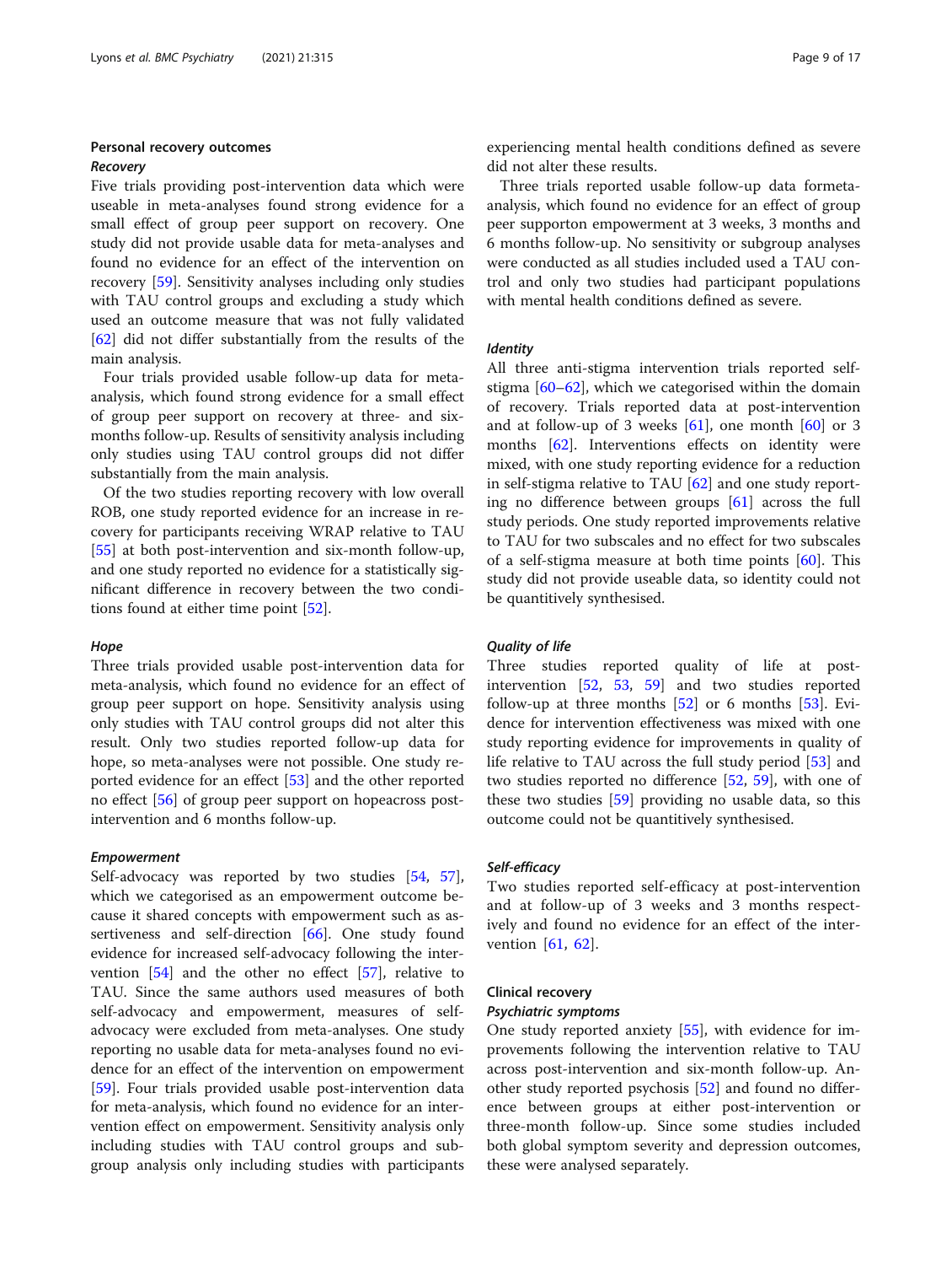## Personal recovery outcomes

### *Recovery*

Five trials providing post-intervention data which were useable in meta-analyses found strong evidence for a small effect of group peer support on recovery. One study did not provide usable data for meta-analyses and found no evidence for an effect of the intervention on recovery [59]. Sensitivity analyses including only studies with TAU control groups and excluding a study which used an outcome measure that was not fully validated [62] did not differ substantially from the results of the main analysis.

Four trials provided usable follow-up data for meta-analysis, which found strong evidence for a small effect of group peer support on recovery at three- and six-months follow-up. Results of sensitivity analysis including only studies using TAU control groups did not differ substantially from the main analysis.

Of the two studies reporting recovery with low overall ROB, one study reported evidence for an increase in recovery for participants receiving WRAP relative to TAU [55] at both post-intervention and six-month follow-up, and one study reported no evidence for a statistically significant difference in recovery between the two conditions found at either time point [52].

### *Hope*

Three trials provided usable post-intervention data for meta-analysis, which found no evidence for an effect of group peer support on hope. Sensitivity analysis using only studies with TAU control groups did not alter this result. Only two studies reported follow-up data for hope, so meta-analyses were not possible. One study reported evidence for an effect [53] and the other reported no effect [56] of group peer support on hopeacross post-intervention and 6 months follow-up.

### *Empowerment*

Self-advocacy was reported by two studies [54, 57], which we categorised as an empowerment outcome because it shared concepts with empowerment such as assertiveness and self-direction [66]. One study found evidence for increased self-advocacy following the intervention [54] and the other no effect [57], relative to TAU. Since the same authors used measures of both self-advocacy and empowerment, measures of self-advocacy were excluded from meta-analyses. One study reporting no usable data for meta-analyses found no evidence for an effect of the intervention on empowerment [59]. Four trials provided usable post-intervention data for meta-analysis, which found no evidence for an intervention effect on empowerment. Sensitivity analysis only including studies with TAU control groups and subgroup analysis only including studies with participants experiencing mental health conditions defined as severe did not alter these results.

Three trials reported usable follow-up data formeta-analysis, which found no evidence for an effect of group peer supporton empowerment at 3 weeks, 3 months and 6 months follow-up. No sensitivity or subgroup analyses were conducted as all studies included used a TAU control and only two studies had participant populations with mental health conditions defined as severe.

### *Identity*

All three anti-stigma intervention trials reported self-stigma [60–62], which we categorised within the domain of recovery. Trials reported data at post-intervention and at follow-up of 3 weeks [61], one month [60] or 3 months [62]. Interventions effects on identity were mixed, with one study reporting evidence for a reduction in self-stigma relative to TAU [62] and one study reporting no difference between groups [61] across the full study periods. One study reported improvements relative to TAU for two subscales and no effect for two subscales of a self-stigma measure at both time points [60]. This study did not provide useable data, so identity could not be quantitively synthesised.

### *Quality of life*

Three studies reported quality of life at post-intervention [52, 53, 59] and two studies reported follow-up at three months [52] or 6 months [53]. Evidence for intervention effectiveness was mixed with one study reporting evidence for improvements in quality of life relative to TAU across the full study period [53] and two studies reported no difference [52, 59], with one of these two studies [59] providing no usable data, so this outcome could not be quantitively synthesised.

### *Self-efficacy*

Two studies reported self-efficacy at post-intervention and at follow-up of 3 weeks and 3 months respectively and found no evidence for an effect of the intervention [61, 62].

## Clinical recovery

### *Psychiatric symptoms*

One study reported anxiety [55], with evidence for improvements following the intervention relative to TAU across post-intervention and six-month follow-up. Another study reported psychosis [52] and found no difference between groups at either post-intervention or three-month follow-up. Since some studies included both global symptom severity and depression outcomes, these were analysed separately.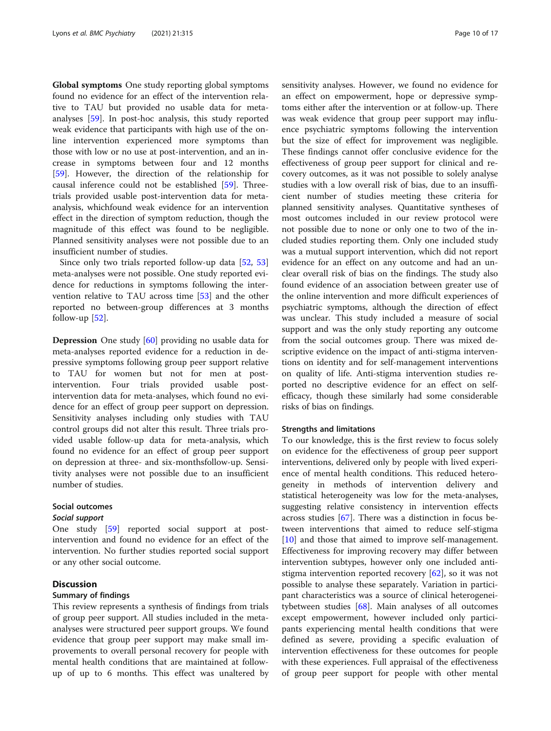**Global symptoms** One study reporting global symptoms found no evidence for an effect of the intervention relative to TAU but provided no usable data for meta-analyses [59]. In post-hoc analysis, this study reported weak evidence that participants with high use of the online intervention experienced more symptoms than those with low or no use at post-intervention, and an increase in symptoms between four and 12 months [59]. However, the direction of the relationship for causal inference could not be established [59]. Three-trials provided usable post-intervention data for meta-analysis, whichfound weak evidence for an intervention effect in the direction of symptom reduction, though the magnitude of this effect was found to be negligible. Planned sensitivity analyses were not possible due to an insufficient number of studies.

Since only two trials reported follow-up data [52, 53] meta-analyses were not possible. One study reported evidence for reductions in symptoms following the intervention relative to TAU across time [53] and the other reported no between-group differences at 3 months follow-up [52].

**Depression** One study [60] providing no usable data for meta-analyses reported evidence for a reduction in depressive symptoms following group peer support relative to TAU for women but not for men at post-intervention. Four trials provided usable post-intervention data for meta-analyses, which found no evidence for an effect of group peer support on depression. Sensitivity analyses including only studies with TAU control groups did not alter this result. Three trials provided usable follow-up data for meta-analysis, which found no evidence for an effect of group peer support on depression at three- and six-monthsfollow-up. Sensitivity analyses were not possible due to an insufficient number of studies.

### Social outcomes

#### *Social support*

One study [59] reported social support at post-intervention and found no evidence for an effect of the intervention. No further studies reported social support or any other social outcome.

## Discussion

### Summary of findings

This review represents a synthesis of findings from trials of group peer support. All studies included in the meta-analyses were structured peer support groups. We found evidence that group peer support may make small improvements to overall personal recovery for people with mental health conditions that are maintained at follow-up of up to 6 months. This effect was unaltered by sensitivity analyses. However, we found no evidence for an effect on empowerment, hope or depressive symptoms either after the intervention or at follow-up. There was weak evidence that group peer support may influence psychiatric symptoms following the intervention but the size of effect for improvement was negligible. These findings cannot offer conclusive evidence for the effectiveness of group peer support for clinical and recovery outcomes, as it was not possible to solely analyse studies with a low overall risk of bias, due to an insufficient number of studies meeting these criteria for planned sensitivity analyses. Quantitative syntheses of most outcomes included in our review protocol were not possible due to none or only one to two of the included studies reporting them. Only one included study was a mutual support intervention, which did not report evidence for an effect on any outcome and had an unclear overall risk of bias on the findings. The study also found evidence of an association between greater use of the online intervention and more difficult experiences of psychiatric symptoms, although the direction of effect was unclear. This study included a measure of social support and was the only study reporting any outcome from the social outcomes group. There was mixed descriptive evidence on the impact of anti-stigma interventions on identity and for self-management interventions on quality of life. Anti-stigma intervention studies reported no descriptive evidence for an effect on self-efficacy, though these similarly had some considerable risks of bias on findings.

### Strengths and limitations

To our knowledge, this is the first review to focus solely on evidence for the effectiveness of group peer support interventions, delivered only by people with lived experience of mental health conditions. This reduced heterogeneity in methods of intervention delivery and statistical heterogeneity was low for the meta-analyses, suggesting relative consistency in intervention effects across studies [67]. There was a distinction in focus between interventions that aimed to reduce self-stigma [10] and those that aimed to improve self-management. Effectiveness for improving recovery may differ between intervention subtypes, however only one included anti-stigma intervention reported recovery [62], so it was not possible to analyse these separately. Variation in participant characteristics was a source of clinical heterogeneitybetween studies [68]. Main analyses of all outcomes except empowerment, however included only participants experiencing mental health conditions that were defined as severe, providing a specific evaluation of intervention effectiveness for these outcomes for people with these experiences. Full appraisal of the effectiveness of group peer support for people with other mental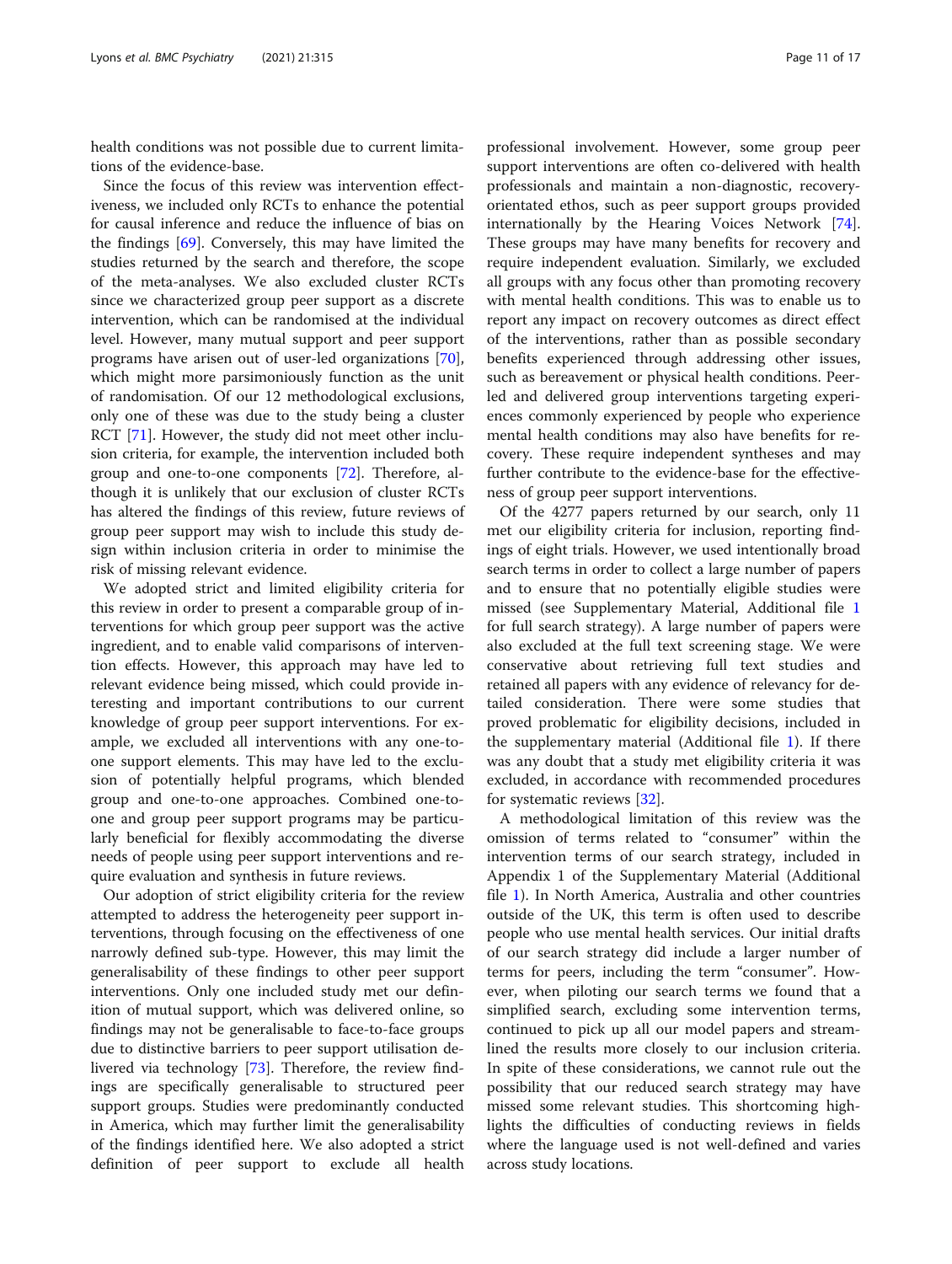health conditions was not possible due to current limitations of the evidence-base.

Since the focus of this review was intervention effectiveness, we included only RCTs to enhance the potential for causal inference and reduce the influence of bias on the findings [69]. Conversely, this may have limited the studies returned by the search and therefore, the scope of the meta-analyses. We also excluded cluster RCTs since we characterized group peer support as a discrete intervention, which can be randomised at the individual level. However, many mutual support and peer support programs have arisen out of user-led organizations [70], which might more parsimoniously function as the unit of randomisation. Of our 12 methodological exclusions, only one of these was due to the study being a cluster RCT [71]. However, the study did not meet other inclusion criteria, for example, the intervention included both group and one-to-one components [72]. Therefore, although it is unlikely that our exclusion of cluster RCTs has altered the findings of this review, future reviews of group peer support may wish to include this study design within inclusion criteria in order to minimise the risk of missing relevant evidence.

We adopted strict and limited eligibility criteria for this review in order to present a comparable group of interventions for which group peer support was the active ingredient, and to enable valid comparisons of intervention effects. However, this approach may have led to relevant evidence being missed, which could provide interesting and important contributions to our current knowledge of group peer support interventions. For example, we excluded all interventions with any one-to-one support elements. This may have led to the exclusion of potentially helpful programs, which blended group and one-to-one approaches. Combined one-to-one and group peer support programs may be particularly beneficial for flexibly accommodating the diverse needs of people using peer support interventions and require evaluation and synthesis in future reviews.

Our adoption of strict eligibility criteria for the review attempted to address the heterogeneity peer support interventions, through focusing on the effectiveness of one narrowly defined sub-type. However, this may limit the generalisability of these findings to other peer support interventions. Only one included study met our definition of mutual support, which was delivered online, so findings may not be generalisable to face-to-face groups due to distinctive barriers to peer support utilisation delivered via technology [73]. Therefore, the review findings are specifically generalisable to structured peer support groups. Studies were predominantly conducted in America, which may further limit the generalisability of the findings identified here. We also adopted a strict definition of peer support to exclude all health professional involvement. However, some group peer support interventions are often co-delivered with health professionals and maintain a non-diagnostic, recovery-orientated ethos, such as peer support groups provided internationally by the Hearing Voices Network [74]. These groups may have many benefits for recovery and require independent evaluation. Similarly, we excluded all groups with any focus other than promoting recovery with mental health conditions. This was to enable us to report any impact on recovery outcomes as direct effect of the interventions, rather than as possible secondary benefits experienced through addressing other issues, such as bereavement or physical health conditions. Peer-led and delivered group interventions targeting experiences commonly experienced by people who experience mental health conditions may also have benefits for recovery. These require independent syntheses and may further contribute to the evidence-base for the effectiveness of group peer support interventions.

Of the 4277 papers returned by our search, only 11 met our eligibility criteria for inclusion, reporting findings of eight trials. However, we used intentionally broad search terms in order to collect a large number of papers and to ensure that no potentially eligible studies were missed (see Supplementary Material, Additional file 1 for full search strategy). A large number of papers were also excluded at the full text screening stage. We were conservative about retrieving full text studies and retained all papers with any evidence of relevancy for detailed consideration. There were some studies that proved problematic for eligibility decisions, included in the supplementary material (Additional file 1). If there was any doubt that a study met eligibility criteria it was excluded, in accordance with recommended procedures for systematic reviews [32].

A methodological limitation of this review was the omission of terms related to "consumer" within the intervention terms of our search strategy, included in Appendix 1 of the Supplementary Material (Additional file 1). In North America, Australia and other countries outside of the UK, this term is often used to describe people who use mental health services. Our initial drafts of our search strategy did include a larger number of terms for peers, including the term "consumer". However, when piloting our search terms we found that a simplified search, excluding some intervention terms, continued to pick up all our model papers and streamlined the results more closely to our inclusion criteria. In spite of these considerations, we cannot rule out the possibility that our reduced search strategy may have missed some relevant studies. This shortcoming highlights the difficulties of conducting reviews in fields where the language used is not well-defined and varies across study locations.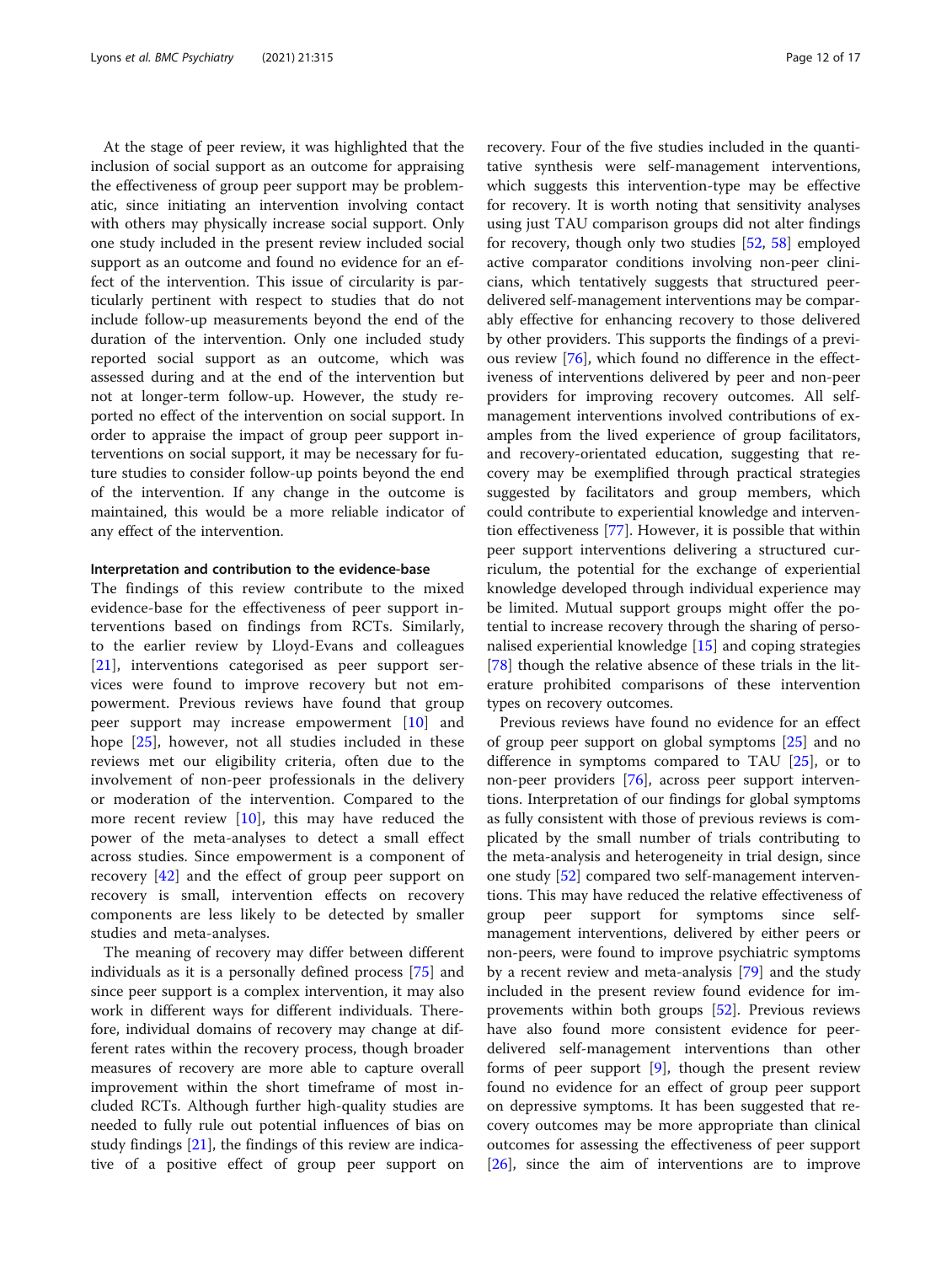At the stage of peer review, it was highlighted that the inclusion of social support as an outcome for appraising the effectiveness of group peer support may be problematic, since initiating an intervention involving contact with others may physically increase social support. Only one study included in the present review included social support as an outcome and found no evidence for an effect of the intervention. This issue of circularity is particularly pertinent with respect to studies that do not include follow-up measurements beyond the end of the duration of the intervention. Only one included study reported social support as an outcome, which was assessed during and at the end of the intervention but not at longer-term follow-up. However, the study reported no effect of the intervention on social support. In order to appraise the impact of group peer support interventions on social support, it may be necessary for future studies to consider follow-up points beyond the end of the intervention. If any change in the outcome is maintained, this would be a more reliable indicator of any effect of the intervention.

#### Interpretation and contribution to the evidence-base

The findings of this review contribute to the mixed evidence-base for the effectiveness of peer support interventions based on findings from RCTs. Similarly, to the earlier review by Lloyd-Evans and colleagues [21], interventions categorised as peer support services were found to improve recovery but not empowerment. Previous reviews have found that group peer support may increase empowerment [10] and hope [25], however, not all studies included in these reviews met our eligibility criteria, often due to the involvement of non-peer professionals in the delivery or moderation of the intervention. Compared to the more recent review [10], this may have reduced the power of the meta-analyses to detect a small effect across studies. Since empowerment is a component of recovery [42] and the effect of group peer support on recovery is small, intervention effects on recovery components are less likely to be detected by smaller studies and meta-analyses.

The meaning of recovery may differ between different individuals as it is a personally defined process [75] and since peer support is a complex intervention, it may also work in different ways for different individuals. Therefore, individual domains of recovery may change at different rates within the recovery process, though broader measures of recovery are more able to capture overall improvement within the short timeframe of most included RCTs. Although further high-quality studies are needed to fully rule out potential influences of bias on study findings [21], the findings of this review are indicative of a positive effect of group peer support on recovery. Four of the five studies included in the quantitative synthesis were self-management interventions, which suggests this intervention-type may be effective for recovery. It is worth noting that sensitivity analyses using just TAU comparison groups did not alter findings for recovery, though only two studies [52, 58] employed active comparator conditions involving non-peer clinicians, which tentatively suggests that structured peer-delivered self-management interventions may be comparably effective for enhancing recovery to those delivered by other providers. This supports the findings of a previous review [76], which found no difference in the effectiveness of interventions delivered by peer and non-peer providers for improving recovery outcomes. All self-management interventions involved contributions of examples from the lived experience of group facilitators, and recovery-orientated education, suggesting that recovery may be exemplified through practical strategies suggested by facilitators and group members, which could contribute to experiential knowledge and intervention effectiveness [77]. However, it is possible that within peer support interventions delivering a structured curriculum, the potential for the exchange of experiential knowledge developed through individual experience may be limited. Mutual support groups might offer the potential to increase recovery through the sharing of personalised experiential knowledge [15] and coping strategies [78] though the relative absence of these trials in the literature prohibited comparisons of these intervention types on recovery outcomes.

Previous reviews have found no evidence for an effect of group peer support on global symptoms [25] and no difference in symptoms compared to TAU [25], or to non-peer providers [76], across peer support interventions. Interpretation of our findings for global symptoms as fully consistent with those of previous reviews is complicated by the small number of trials contributing to the meta-analysis and heterogeneity in trial design, since one study [52] compared two self-management interventions. This may have reduced the relative effectiveness of group peer support for symptoms since self-management interventions, delivered by either peers or non-peers, were found to improve psychiatric symptoms by a recent review and meta-analysis [79] and the study included in the present review found evidence for improvements within both groups [52]. Previous reviews have also found more consistent evidence for peer-delivered self-management interventions than other forms of peer support [9], though the present review found no evidence for an effect of group peer support on depressive symptoms. It has been suggested that recovery outcomes may be more appropriate than clinical outcomes for assessing the effectiveness of peer support [26], since the aim of interventions are to improve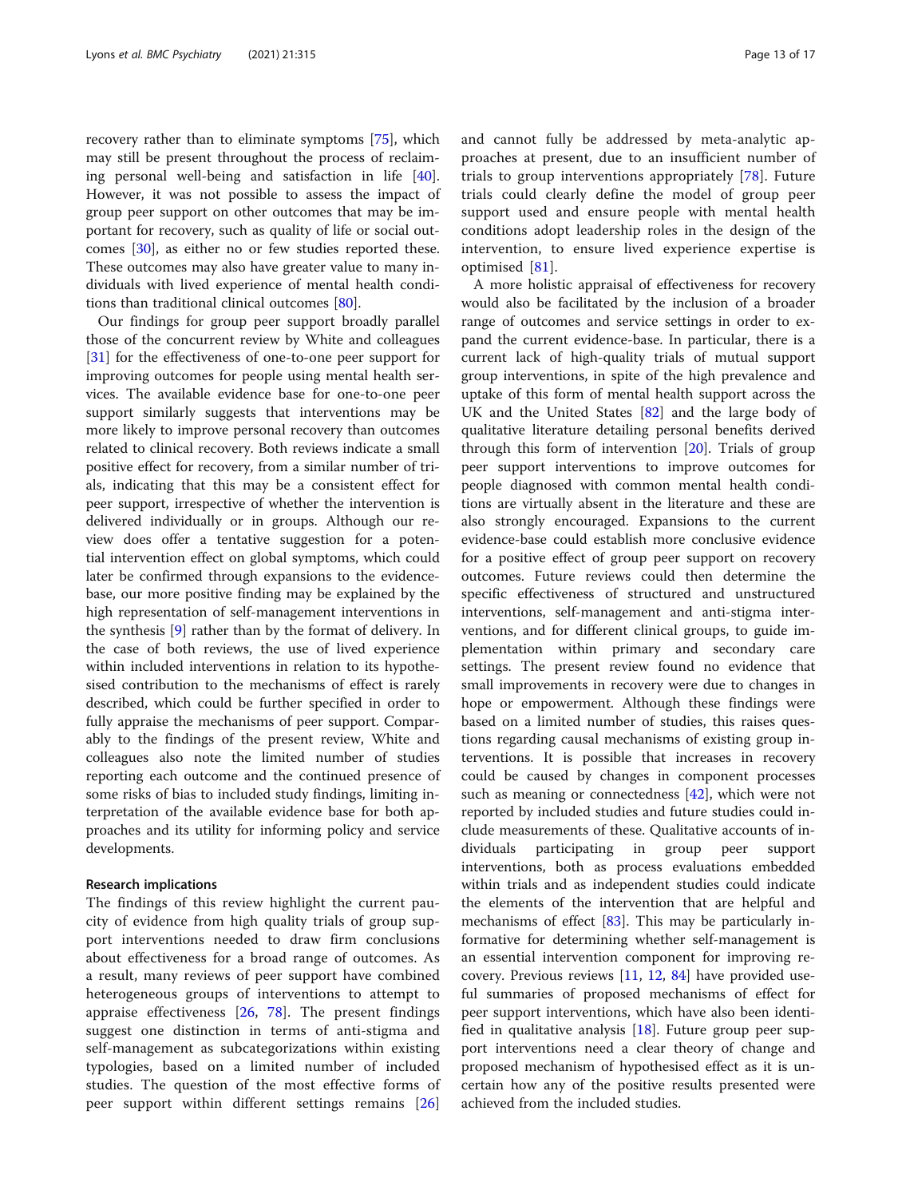recovery rather than to eliminate symptoms [75], which may still be present throughout the process of reclaiming personal well-being and satisfaction in life [40]. However, it was not possible to assess the impact of group peer support on other outcomes that may be important for recovery, such as quality of life or social outcomes [30], as either no or few studies reported these. These outcomes may also have greater value to many individuals with lived experience of mental health conditions than traditional clinical outcomes [80].

Our findings for group peer support broadly parallel those of the concurrent review by White and colleagues [31] for the effectiveness of one-to-one peer support for improving outcomes for people using mental health services. The available evidence base for one-to-one peer support similarly suggests that interventions may be more likely to improve personal recovery than outcomes related to clinical recovery. Both reviews indicate a small positive effect for recovery, from a similar number of trials, indicating that this may be a consistent effect for peer support, irrespective of whether the intervention is delivered individually or in groups. Although our review does offer a tentative suggestion for a potential intervention effect on global symptoms, which could later be confirmed through expansions to the evidence-base, our more positive finding may be explained by the high representation of self-management interventions in the synthesis [9] rather than by the format of delivery. In the case of both reviews, the use of lived experience within included interventions in relation to its hypothesised contribution to the mechanisms of effect is rarely described, which could be further specified in order to fully appraise the mechanisms of peer support. Comparably to the findings of the present review, White and colleagues also note the limited number of studies reporting each outcome and the continued presence of some risks of bias to included study findings, limiting interpretation of the available evidence base for both approaches and its utility for informing policy and service developments.

## Research implications

The findings of this review highlight the current paucity of evidence from high quality trials of group support interventions needed to draw firm conclusions about effectiveness for a broad range of outcomes. As a result, many reviews of peer support have combined heterogeneous groups of interventions to attempt to appraise effectiveness [26, 78]. The present findings suggest one distinction in terms of anti-stigma and self-management as subcategorizations within existing typologies, based on a limited number of included studies. The question of the most effective forms of peer support within different settings remains [26] and cannot fully be addressed by meta-analytic approaches at present, due to an insufficient number of trials to group interventions appropriately [78]. Future trials could clearly define the model of group peer support used and ensure people with mental health conditions adopt leadership roles in the design of the intervention, to ensure lived experience expertise is optimised [81].

A more holistic appraisal of effectiveness for recovery would also be facilitated by the inclusion of a broader range of outcomes and service settings in order to expand the current evidence-base. In particular, there is a current lack of high-quality trials of mutual support group interventions, in spite of the high prevalence and uptake of this form of mental health support across the UK and the United States [82] and the large body of qualitative literature detailing personal benefits derived through this form of intervention [20]. Trials of group peer support interventions to improve outcomes for people diagnosed with common mental health conditions are virtually absent in the literature and these are also strongly encouraged. Expansions to the current evidence-base could establish more conclusive evidence for a positive effect of group peer support on recovery outcomes. Future reviews could then determine the specific effectiveness of structured and unstructured interventions, self-management and anti-stigma interventions, and for different clinical groups, to guide implementation within primary and secondary care settings. The present review found no evidence that small improvements in recovery were due to changes in hope or empowerment. Although these findings were based on a limited number of studies, this raises questions regarding causal mechanisms of existing group interventions. It is possible that increases in recovery could be caused by changes in component processes such as meaning or connectedness [42], which were not reported by included studies and future studies could include measurements of these. Qualitative accounts of individuals participating in group peer support interventions, both as process evaluations embedded within trials and as independent studies could indicate the elements of the intervention that are helpful and mechanisms of effect [83]. This may be particularly informative for determining whether self-management is an essential intervention component for improving recovery. Previous reviews [11, 12, 84] have provided useful summaries of proposed mechanisms of effect for peer support interventions, which have also been identified in qualitative analysis [18]. Future group peer support interventions need a clear theory of change and proposed mechanism of hypothesised effect as it is uncertain how any of the positive results presented were achieved from the included studies.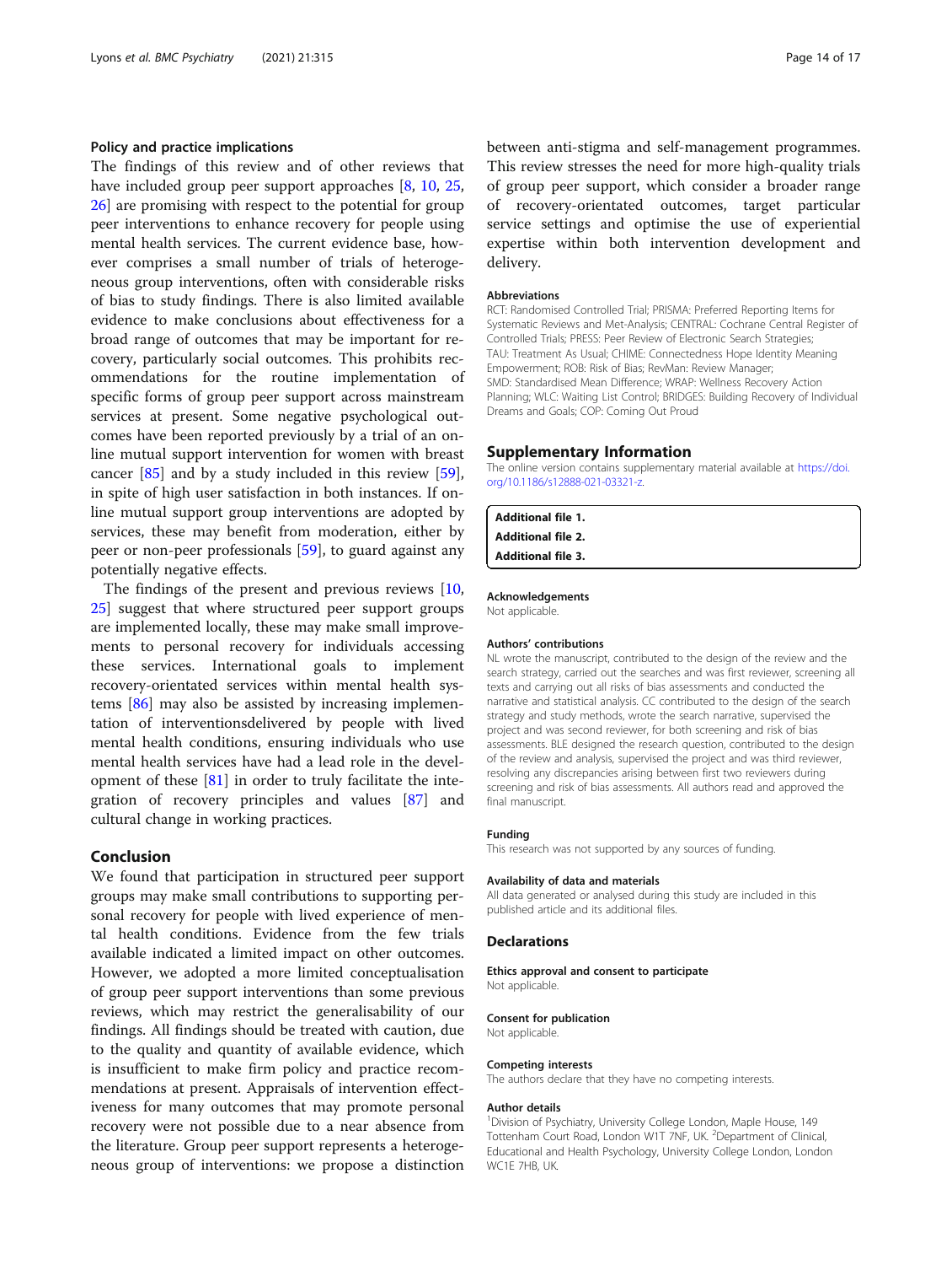### Policy and practice implications

The findings of this review and of other reviews that have included group peer support approaches [8, 10, 25, 26] are promising with respect to the potential for group peer interventions to enhance recovery for people using mental health services. The current evidence base, however comprises a small number of trials of heterogeneous group interventions, often with considerable risks of bias to study findings. There is also limited available evidence to make conclusions about effectiveness for a broad range of outcomes that may be important for recovery, particularly social outcomes. This prohibits recommendations for the routine implementation of specific forms of group peer support across mainstream services at present. Some negative psychological outcomes have been reported previously by a trial of an online mutual support intervention for women with breast cancer [85] and by a study included in this review [59], in spite of high user satisfaction in both instances. If online mutual support group interventions are adopted by services, these may benefit from moderation, either by peer or non-peer professionals [59], to guard against any potentially negative effects.

The findings of the present and previous reviews [10, 25] suggest that where structured peer support groups are implemented locally, these may make small improvements to personal recovery for individuals accessing these services. International goals to implement recovery-orientated services within mental health systems [86] may also be assisted by increasing implementation of interventionsdelivered by people with lived mental health conditions, ensuring individuals who use mental health services have had a lead role in the development of these [81] in order to truly facilitate the integration of recovery principles and values [87] and cultural change in working practices.

## Conclusion

We found that participation in structured peer support groups may make small contributions to supporting personal recovery for people with lived experience of mental health conditions. Evidence from the few trials available indicated a limited impact on other outcomes. However, we adopted a more limited conceptualisation of group peer support interventions than some previous reviews, which may restrict the generalisability of our findings. All findings should be treated with caution, due to the quality and quantity of available evidence, which is insufficient to make firm policy and practice recommendations at present. Appraisals of intervention effectiveness for many outcomes that may promote personal recovery were not possible due to a near absence from the literature. Group peer support represents a heterogeneous group of interventions: we propose a distinction between anti-stigma and self-management programmes. This review stresses the need for more high-quality trials of group peer support, which consider a broader range of recovery-orientated outcomes, target particular service settings and optimise the use of experiential expertise within both intervention development and delivery.

#### Abbreviations

RCT: Randomised Controlled Trial; PRISMA: Preferred Reporting Items for Systematic Reviews and Met-Analysis; CENTRAL: Cochrane Central Register of Controlled Trials; PRESS: Peer Review of Electronic Search Strategies; TAU: Treatment As Usual; CHIME: Connectedness Hope Identity Meaning Empowerment; ROB: Risk of Bias; RevMan: Review Manager; SMD: Standardised Mean Difference; WRAP: Wellness Recovery Action Planning; WLC: Waiting List Control; BRIDGES: Building Recovery of Individual Dreams and Goals; COP: Coming Out Proud

## Supplementary Information

The online version contains supplementary material available at https://doi.org/10.1186/s12888-021-03321-z.

**Additional file 1.**
**Additional file 2.**
**Additional file 3.**

#### Acknowledgements

Not applicable.

#### Authors' contributions

NL wrote the manuscript, contributed to the design of the review and the search strategy, carried out the searches and was first reviewer, screening all texts and carrying out all risks of bias assessments and conducted the narrative and statistical analysis. CC contributed to the design of the search strategy and study methods, wrote the search narrative, supervised the project and was second reviewer, for both screening and risk of bias assessments. BLE designed the research question, contributed to the design of the review and analysis, supervised the project and was third reviewer, resolving any discrepancies arising between first two reviewers during screening and risk of bias assessments. All authors read and approved the final manuscript.

#### Funding

This research was not supported by any sources of funding.

#### Availability of data and materials

All data generated or analysed during this study are included in this published article and its additional files.

## Declarations

#### Ethics approval and consent to participate

Not applicable.

#### Consent for publication

Not applicable.

#### Competing interests

The authors declare that they have no competing interests.

#### Author details

[1]Division of Psychiatry, University College London, Maple House, 149 Tottenham Court Road, London W1T 7NF, UK. [2]Department of Clinical, Educational and Health Psychology, University College London, London WC1E 7HB, UK.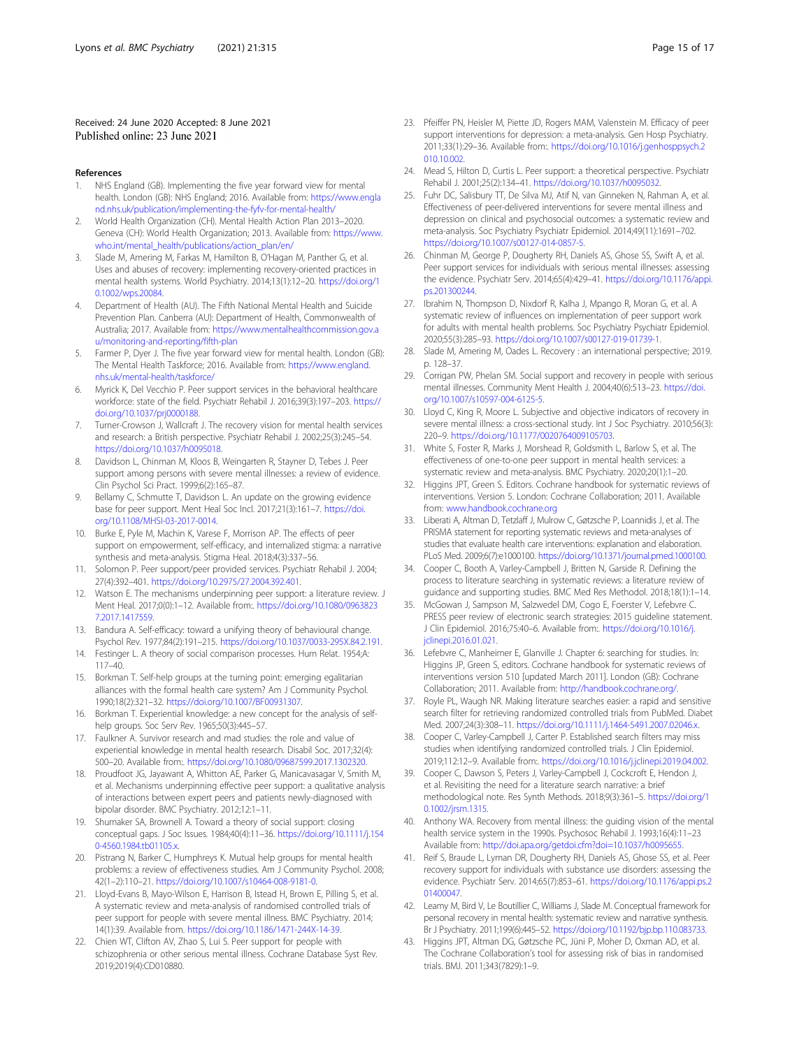Received: 24 June 2020 Accepted: 8 June 2021
Published online: 23 June 2021

## References

1. NHS England (GB). Implementing the five year forward view for mental health. London (GB): NHS England; 2016. Available from: https://www.england.nhs.uk/publication/implementing-the-fyfv-for-mental-health/
2. World Health Organization (CH). Mental Health Action Plan 2013–2020. Geneva (CH): World Health Organization; 2013. Available from: https://www.who.int/mental_health/publications/action_plan/en/
3. Slade M, Amering M, Farkas M, Hamilton B, O'Hagan M, Panther G, et al. Uses and abuses of recovery: implementing recovery-oriented practices in mental health systems. World Psychiatry. 2014;13(1):12–20. https://doi.org/10.1002/wps.20084.
4. Department of Health (AU). The Fifth National Mental Health and Suicide Prevention Plan. Canberra (AU): Department of Health, Commonwealth of Australia; 2017. Available from: https://www.mentalhealthcommission.gov.au/monitoring-and-reporting/fifth-plan
5. Farmer P, Dyer J. The five year forward view for mental health. London (GB): The Mental Health Taskforce; 2016. Available from: https://www.england.nhs.uk/mental-health/taskforce/
6. Myrick K, Del Vecchio P. Peer support services in the behavioral healthcare workforce: state of the field. Psychiatr Rehabil J. 2016;39(3):197–203. https://doi.org/10.1037/prj0000188.
7. Turner-Crowson J, Wallcraft J. The recovery vision for mental health services and research: a British perspective. Psychiatr Rehabil J. 2002;25(3):245–54. https://doi.org/10.1037/h0095018.
8. Davidson L, Chinman M, Kloos B, Weingarten R, Stayner D, Tebes J. Peer support among persons with severe mental illnesses: a review of evidence. Clin Psychol Sci Pract. 1999;6(2):165–87.
9. Bellamy C, Schmutte T, Davidson L. An update on the growing evidence base for peer support. Ment Heal Soc Incl. 2017;21(3):161–7. https://doi.org/10.1108/MHSI-03-2017-0014.
10. Burke E, Pyle M, Machin K, Varese F, Morrison AP. The effects of peer support on empowerment, self-efficacy, and internalized stigma: a narrative synthesis and meta-analysis. Stigma Heal. 2018;4(3):337–56.
11. Solomon P. Peer support/peer provided services. Psychiatr Rehabil J. 2004; 27(4):392–401. https://doi.org/10.2975/27.2004.392.401.
12. Watson E. The mechanisms underpinning peer support: a literature review. J Ment Heal. 2017;0(0):1–12. Available from:. https://doi.org/10.1080/09638237.2017.1417559.
13. Bandura A. Self-efficacy: toward a unifying theory of behavioural change. Psychol Rev. 1977;84(2):191–215. https://doi.org/10.1037/0033-295X.84.2.191.
14. Festinger L. A theory of social comparison processes. Hum Relat. 1954;A: 117–40.
15. Borkman T. Self-help groups at the turning point: emerging egalitarian alliances with the formal health care system? Am J Community Psychol. 1990;18(2):321–32. https://doi.org/10.1007/BF00931307.
16. Borkman T. Experiential knowledge: a new concept for the analysis of self-help groups. Soc Serv Rev. 1965;50(3):445–57.
17. Faulkner A. Survivor research and mad studies: the role and value of experiential knowledge in mental health research. Disabil Soc. 2017;32(4): 500–20. Available from:. https://doi.org/10.1080/09687599.2017.1302320.
18. Proudfoot JG, Jayawant A, Whitton AE, Parker G, Manicavasagar V, Smith M, et al. Mechanisms underpinning effective peer support: a qualitative analysis of interactions between expert peers and patients newly-diagnosed with bipolar disorder. BMC Psychiatry. 2012;12:1–11.
19. Shumaker SA, Brownell A. Toward a theory of social support: closing conceptual gaps. J Soc Issues. 1984;40(4):11–36. https://doi.org/10.1111/j.1540-4560.1984.tb01105.x.
20. Pistrang N, Barker C, Humphreys K. Mutual help groups for mental health problems: a review of effectiveness studies. Am J Community Psychol. 2008; 42(1–2):110–21. https://doi.org/10.1007/s10464-008-9181-0.
21. Lloyd-Evans B, Mayo-Wilson E, Harrison B, Istead H, Brown E, Pilling S, et al. A systematic review and meta-analysis of randomised controlled trials of peer support for people with severe mental illness. BMC Psychiatry. 2014; 14(1):39. Available from. https://doi.org/10.1186/1471-244X-14-39.
22. Chien WT, Clifton AV, Zhao S, Lui S. Peer support for people with schizophrenia or other serious mental illness. Cochrane Database Syst Rev. 2019;2019(4):CD010880.
23. Pfeiffer PN, Heisler M, Piette JD, Rogers MAM, Valenstein M. Efficacy of peer support interventions for depression: a meta-analysis. Gen Hosp Psychiatry. 2011;33(1):29–36. Available from:. https://doi.org/10.1016/j.genhosppsych.2010.10.002.
24. Mead S, Hilton D, Curtis L. Peer support: a theoretical perspective. Psychiatr Rehabil J. 2001;25(2):134–41. https://doi.org/10.1037/h0095032.
25. Fuhr DC, Salisbury TT, De Silva MJ, Atif N, van Ginneken N, Rahman A, et al. Effectiveness of peer-delivered interventions for severe mental illness and depression on clinical and psychosocial outcomes: a systematic review and meta-analysis. Soc Psychiatry Psychiatr Epidemiol. 2014;49(11):1691–702. https://doi.org/10.1007/s00127-014-0857-5.
26. Chinman M, George P, Dougherty RH, Daniels AS, Ghose SS, Swift A, et al. Peer support services for individuals with serious mental illnesses: assessing the evidence. Psychiatr Serv. 2014;65(4):429–41. https://doi.org/10.1176/appi.ps.201300244.
27. Ibrahim N, Thompson D, Nixdorf R, Kalha J, Mpango R, Moran G, et al. A systematic review of influences on implementation of peer support work for adults with mental health problems. Soc Psychiatry Psychiatr Epidemiol. 2020;55(3):285–93. https://doi.org/10.1007/s00127-019-01739-1.
28. Slade M, Amering M, Oades L. Recovery : an international perspective; 2019. p. 128–37.
29. Corrigan PW, Phelan SM. Social support and recovery in people with serious mental illnesses. Community Ment Health J. 2004;40(6):513–23. https://doi.org/10.1007/s10597-004-6125-5.
30. Lloyd C, King R, Moore L. Subjective and objective indicators of recovery in severe mental illness: a cross-sectional study. Int J Soc Psychiatry. 2010;56(3): 220–9. https://doi.org/10.1177/0020764009105703.
31. White S, Foster R, Marks J, Morshead R, Goldsmith L, Barlow S, et al. The effectiveness of one-to-one peer support in mental health services: a systematic review and meta-analysis. BMC Psychiatry. 2020;20(1):1–20.
32. Higgins JPT, Green S. Editors. Cochrane handbook for systematic reviews of interventions. Version 5. London: Cochrane Collaboration; 2011. Available from: www.handbook.cochrane.org
33. Liberati A, Altman D, Tetzlaff J, Mulrow C, Gøtzsche P, Loannidis J, et al. The PRISMA statement for reporting systematic reviews and meta-analyses of studies that evaluate health care interventions: explanation and elaboration. PLoS Med. 2009;6(7):e1000100. https://doi.org/10.1371/journal.pmed.1000100.
34. Cooper C, Booth A, Varley-Campbell J, Britten N, Garside R. Defining the process to literature searching in systematic reviews: a literature review of guidance and supporting studies. BMC Med Res Methodol. 2018;18(1):1–14.
35. McGowan J, Sampson M, Salzwedel DM, Cogo E, Foerster V, Lefebvre C. PRESS peer review of electronic search strategies: 2015 guideline statement. J Clin Epidemiol. 2016;75:40–6. Available from:. https://doi.org/10.1016/j.jclinepi.2016.01.021.
36. Lefebvre C, Manheimer E, Glanville J. Chapter 6: searching for studies. In: Higgins JP, Green S, editors. Cochrane handbook for systematic reviews of interventions version 510 [updated March 2011]. London (GB): Cochrane Collaboration; 2011. Available from: http://handbook.cochrane.org/.
37. Royle PL, Waugh NR. Making literature searches easier: a rapid and sensitive search filter for retrieving randomized controlled trials from PubMed. Diabet Med. 2007;24(3):308–11. https://doi.org/10.1111/j.1464-5491.2007.02046.x.
38. Cooper C, Varley-Campbell J, Carter P. Established search filters may miss studies when identifying randomized controlled trials. J Clin Epidemiol. 2019;112:12–9. Available from:. https://doi.org/10.1016/j.jclinepi.2019.04.002.
39. Cooper C, Dawson S, Peters J, Varley-Campbell J, Cockcroft E, Hendon J, et al. Revisiting the need for a literature search narrative: a brief methodological note. Res Synth Methods. 2018;9(3):361–5. https://doi.org/10.1002/jrsm.1315.
40. Anthony WA. Recovery from mental illness: the guiding vision of the mental health service system in the 1990s. Psychosoc Rehabil J. 1993;16(4):11–23 Available from: http://doi.apa.org/getdoi.cfm?doi=10.1037/h0095655.
41. Reif S, Braude L, Lyman DR, Dougherty RH, Daniels AS, Ghose SS, et al. Peer recovery support for individuals with substance use disorders: assessing the evidence. Psychiatr Serv. 2014;65(7):853–61. https://doi.org/10.1176/appi.ps.201400047.
42. Leamy M, Bird V, Le Boutillier C, Williams J, Slade M. Conceptual framework for personal recovery in mental health: systematic review and narrative synthesis. Br J Psychiatry. 2011;199(6):445–52. https://doi.org/10.1192/bjp.bp.110.083733.
43. Higgins JPT, Altman DG, Gøtzsche PC, Jüni P, Moher D, Oxman AD, et al. The Cochrane Collaboration's tool for assessing risk of bias in randomised trials. BMJ. 2011;343(7829):1–9.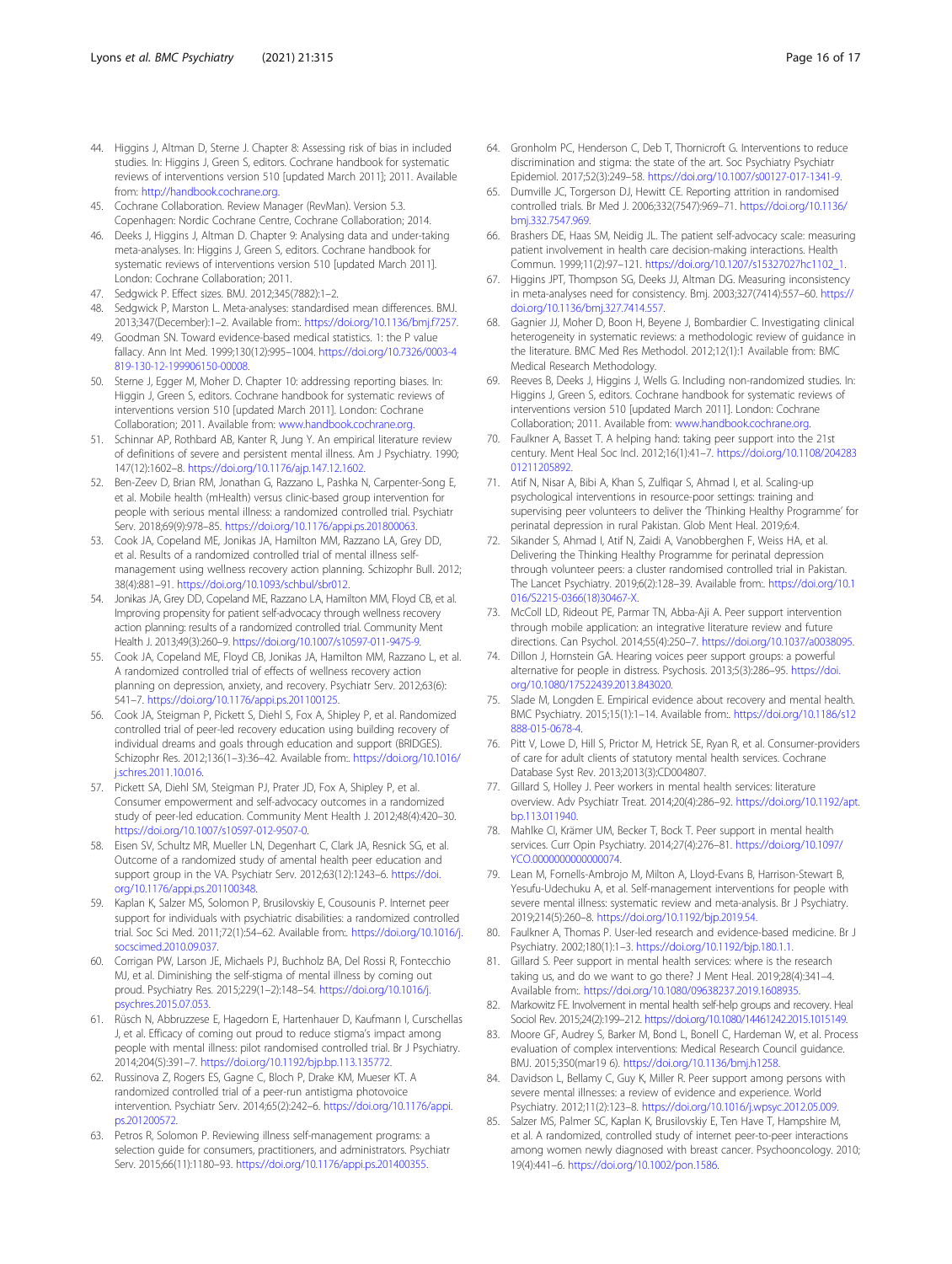44. Higgins J, Altman D, Sterne J. Chapter 8: Assessing risk of bias in included studies. In: Higgins J, Green S, editors. Cochrane handbook for systematic reviews of interventions version 510 [updated March 2011]; 2011. Available from: http://handbook.cochrane.org.
45. Cochrane Collaboration. Review Manager (RevMan). Version 5.3. Copenhagen: Nordic Cochrane Centre, Cochrane Collaboration; 2014.
46. Deeks J, Higgins J, Altman D. Chapter 9: Analysing data and under-taking meta-analyses. In: Higgins J, Green S, editors. Cochrane handbook for systematic reviews of interventions version 510 [updated March 2011]. London: Cochrane Collaboration; 2011.
47. Sedgwick P. Effect sizes. BMJ. 2012;345(7882):1–2.
48. Sedgwick P, Marston L. Meta-analyses: standardised mean differences. BMJ. 2013;347(December):1–2. Available from:. https://doi.org/10.1136/bmj.f7257.
49. Goodman SN. Toward evidence-based medical statistics. 1: the P value fallacy. Ann Int Med. 1999;130(12):995–1004. https://doi.org/10.7326/0003-4819-130-12-199906150-00008.
50. Sterne J, Egger M, Moher D. Chapter 10: addressing reporting biases. In: Higgin J, Green S, editors. Cochrane handbook for systematic reviews of interventions version 510 [updated March 2011]. London: Cochrane Collaboration; 2011. Available from: www.handbook.cochrane.org.
51. Schinnar AP, Rothbard AB, Kanter R, Jung Y. An empirical literature review of definitions of severe and persistent mental illness. Am J Psychiatry. 1990; 147(12):1602–8. https://doi.org/10.1176/ajp.147.12.1602.
52. Ben-Zeev D, Brian RM, Jonathan G, Razzano L, Pashka N, Carpenter-Song E, et al. Mobile health (mHealth) versus clinic-based group intervention for people with serious mental illness: a randomized controlled trial. Psychiatr Serv. 2018;69(9):978–85. https://doi.org/10.1176/appi.ps.201800063.
53. Cook JA, Copeland ME, Jonikas JA, Hamilton MM, Razzano LA, Grey DD, et al. Results of a randomized controlled trial of mental illness self-management using wellness recovery action planning. Schizophr Bull. 2012; 38(4):881–91. https://doi.org/10.1093/schbul/sbr012.
54. Jonikas JA, Grey DD, Copeland ME, Razzano LA, Hamilton MM, Floyd CB, et al. Improving propensity for patient self-advocacy through wellness recovery action planning: results of a randomized controlled trial. Community Ment Health J. 2013;49(3):260–9. https://doi.org/10.1007/s10597-011-9475-9.
55. Cook JA, Copeland ME, Floyd CB, Jonikas JA, Hamilton MM, Razzano L, et al. A randomized controlled trial of effects of wellness recovery action planning on depression, anxiety, and recovery. Psychiatr Serv. 2012;63(6): 541–7. https://doi.org/10.1176/appi.ps.201100125.
56. Cook JA, Steigman P, Pickett S, Diehl S, Fox A, Shipley P, et al. Randomized controlled trial of peer-led recovery education using building recovery of individual dreams and goals through education and support (BRIDGES). Schizophr Res. 2012;136(1–3):36–42. Available from:. https://doi.org/10.1016/j.schres.2011.10.016.
57. Pickett SA, Diehl SM, Steigman PJ, Prater JD, Fox A, Shipley P, et al. Consumer empowerment and self-advocacy outcomes in a randomized study of peer-led education. Community Ment Health J. 2012;48(4):420–30. https://doi.org/10.1007/s10597-012-9507-0.
58. Eisen SV, Schultz MR, Mueller LN, Degenhart C, Clark JA, Resnick SG, et al. Outcome of a randomized study of amental health peer education and support group in the VA. Psychiatr Serv. 2012;63(12):1243–6. https://doi.org/10.1176/appi.ps.201100348.
59. Kaplan K, Salzer MS, Solomon P, Brusilovskiy E, Cousounis P. Internet peer support for individuals with psychiatric disabilities: a randomized controlled trial. Soc Sci Med. 2011;72(1):54–62. Available from:. https://doi.org/10.1016/j.socscimed.2010.09.037.
60. Corrigan PW, Larson JE, Michaels PJ, Buchholz BA, Del Rossi R, Fontecchio MJ, et al. Diminishing the self-stigma of mental illness by coming out proud. Psychiatry Res. 2015;229(1–2):148–54. https://doi.org/10.1016/j.psychres.2015.07.053.
61. Rüsch N, Abbruzzese E, Hagedorn E, Hartenhauer D, Kaufmann I, Curschellas J, et al. Efficacy of coming out proud to reduce stigma's impact among people with mental illness: pilot randomised controlled trial. Br J Psychiatry. 2014;204(5):391–7. https://doi.org/10.1192/bjp.bp.113.135772.
62. Russinova Z, Rogers ES, Gagne C, Bloch P, Drake KM, Mueser KT. A randomized controlled trial of a peer-run antistigma photovoice intervention. Psychiatr Serv. 2014;65(2):242–6. https://doi.org/10.1176/appi.ps.201200572.
63. Petros R, Solomon P. Reviewing illness self-management programs: a selection guide for consumers, practitioners, and administrators. Psychiatr Serv. 2015;66(11):1180–93. https://doi.org/10.1176/appi.ps.201400355.
64. Gronholm PC, Henderson C, Deb T, Thornicroft G. Interventions to reduce discrimination and stigma: the state of the art. Soc Psychiatry Psychiatr Epidemiol. 2017;52(3):249–58. https://doi.org/10.1007/s00127-017-1341-9.
65. Dumville JC, Torgerson DJ, Hewitt CE. Reporting attrition in randomised controlled trials. Br Med J. 2006;332(7547):969–71. https://doi.org/10.1136/bmj.332.7547.969.
66. Brashers DE, Haas SM, Neidig JL. The patient self-advocacy scale: measuring patient involvement in health care decision-making interactions. Health Commun. 1999;11(2):97–121. https://doi.org/10.1207/s15327027hc1102_1.
67. Higgins JPT, Thompson SG, Deeks JJ, Altman DG. Measuring inconsistency in meta-analyses need for consistency. Bmj. 2003;327(7414):557–60. https://doi.org/10.1136/bmj.327.7414.557.
68. Gagnier JJ, Moher D, Boon H, Beyene J, Bombardier C. Investigating clinical heterogeneity in systematic reviews: a methodologic review of guidance in the literature. BMC Med Res Methodol. 2012;12(1):1 Available from: BMC Medical Research Methodology.
69. Reeves B, Deeks J, Higgins J, Wells G. Including non-randomized studies. In: Higgins J, Green S, editors. Cochrane handbook for systematic reviews of interventions version 510 [updated March 2011]. London: Cochrane Collaboration; 2011. Available from: www.handbook.cochrane.org.
70. Faulkner A, Basset T. A helping hand: taking peer support into the 21st century. Ment Heal Soc Incl. 2012;16(1):41–7. https://doi.org/10.1108/20428301211205892.
71. Atif N, Nisar A, Bibi A, Khan S, Zulfiqar S, Ahmad I, et al. Scaling-up psychological interventions in resource-poor settings: training and supervising peer volunteers to deliver the 'Thinking Healthy Programme' for perinatal depression in rural Pakistan. Glob Ment Heal. 2019;6:4.
72. Sikander S, Ahmad I, Atif N, Zaidi A, Vanobberghen F, Weiss HA, et al. Delivering the Thinking Healthy Programme for perinatal depression through volunteer peers: a cluster randomised controlled trial in Pakistan. The Lancet Psychiatry. 2019;6(2):128–39. Available from:. https://doi.org/10.1016/S2215-0366(18)30467-X.
73. McColl LD, Rideout PE, Parmar TN, Abba-Aji A. Peer support intervention through mobile application: an integrative literature review and future directions. Can Psychol. 2014;55(4):250–7. https://doi.org/10.1037/a0038095.
74. Dillon J, Hornstein GA. Hearing voices peer support groups: a powerful alternative for people in distress. Psychosis. 2013;5(3):286–95. https://doi.org/10.1080/17522439.2013.843020.
75. Slade M, Longden E. Empirical evidence about recovery and mental health. BMC Psychiatry. 2015;15(1):1–14. Available from:. https://doi.org/10.1186/s12888-015-0678-4.
76. Pitt V, Lowe D, Hill S, Prictor M, Hetrick SE, Ryan R, et al. Consumer-providers of care for adult clients of statutory mental health services. Cochrane Database Syst Rev. 2013;2013(3):CD004807.
77. Gillard S, Holley J. Peer workers in mental health services: literature overview. Adv Psychiatr Treat. 2014;20(4):286–92. https://doi.org/10.1192/apt.bp.113.011940.
78. Mahlke CI, Krämer UM, Becker T, Bock T. Peer support in mental health services. Curr Opin Psychiatry. 2014;27(4):276–81. https://doi.org/10.1097/YCO.0000000000000074.
79. Lean M, Fornells-Ambrojo M, Milton A, Lloyd-Evans B, Harrison-Stewart B, Yesufu-Udechuku A, et al. Self-management interventions for people with severe mental illness: systematic review and meta-analysis. Br J Psychiatry. 2019;214(5):260–8. https://doi.org/10.1192/bjp.2019.54.
80. Faulkner A, Thomas P. User-led research and evidence-based medicine. Br J Psychiatry. 2002;180(1):1–3. https://doi.org/10.1192/bjp.180.1.1.
81. Gillard S. Peer support in mental health services: where is the research taking us, and do we want to go there? J Ment Heal. 2019;28(4):341–4. Available from:. https://doi.org/10.1080/09638237.2019.1608935.
82. Markowitz FE. Involvement in mental health self-help groups and recovery. Heal Sociol Rev. 2015;24(2):199–212. https://doi.org/10.1080/14461242.2015.1015149.
83. Moore GF, Audrey S, Barker M, Bond L, Bonell C, Hardeman W, et al. Process evaluation of complex interventions: Medical Research Council guidance. BMJ. 2015;350(mar19 6). https://doi.org/10.1136/bmj.h1258.
84. Davidson L, Bellamy C, Guy K, Miller R. Peer support among persons with severe mental illnesses: a review of evidence and experience. World Psychiatry. 2012;11(2):123–8. https://doi.org/10.1016/j.wpsyc.2012.05.009.
85. Salzer MS, Palmer SC, Kaplan K, Brusilovskiy E, Ten Have T, Hampshire M, et al. A randomized, controlled study of internet peer-to-peer interactions among women newly diagnosed with breast cancer. Psychooncology. 2010; 19(4):441–6. https://doi.org/10.1002/pon.1586.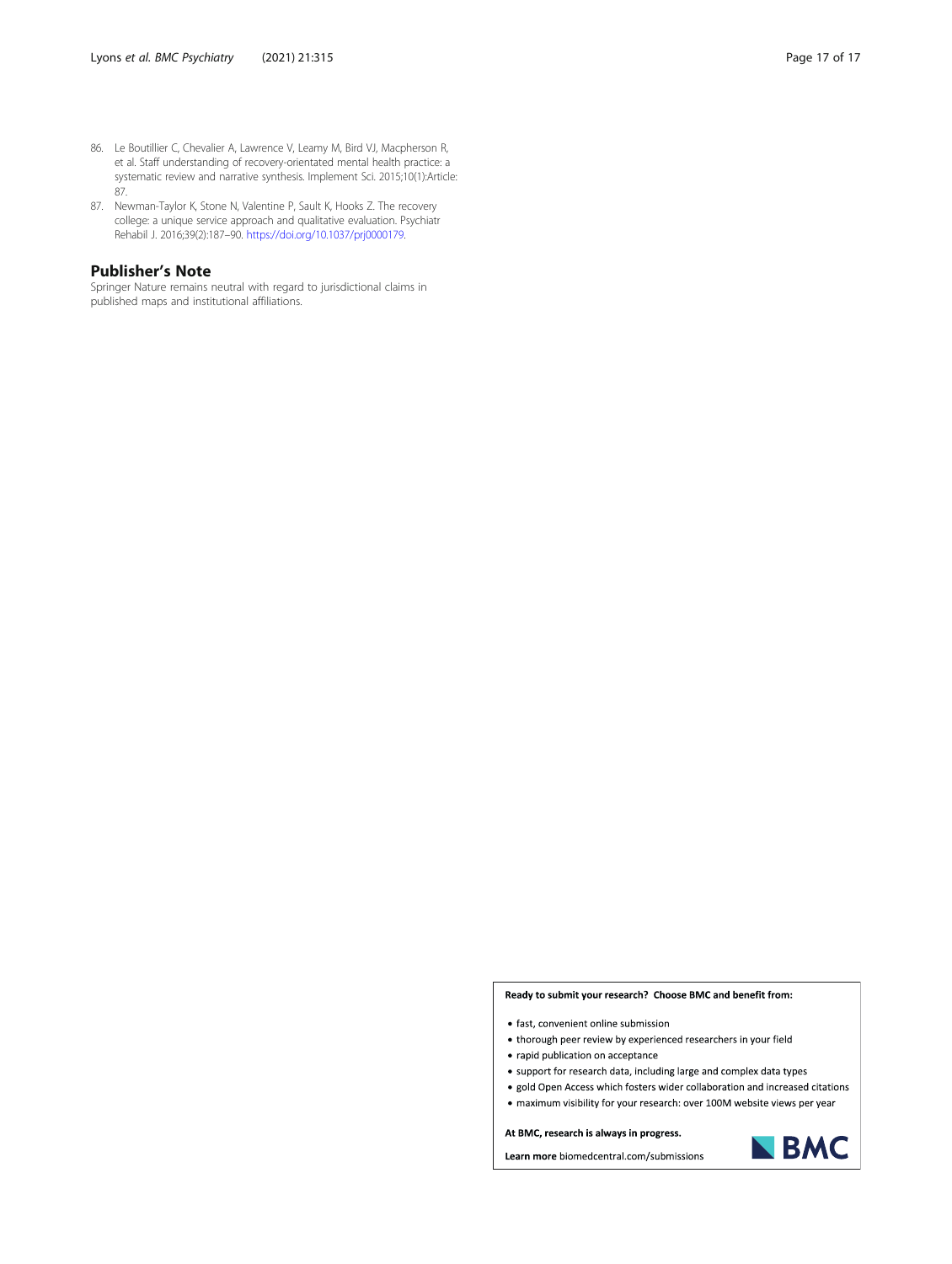86. Le Boutillier C, Chevalier A, Lawrence V, Leamy M, Bird VJ, Macpherson R, et al. Staff understanding of recovery-orientated mental health practice: a systematic review and narrative synthesis. Implement Sci. 2015;10(1):Article: 87.
87. Newman-Taylor K, Stone N, Valentine P, Sault K, Hooks Z. The recovery college: a unique service approach and qualitative evaluation. Psychiatr Rehabil J. 2016;39(2):187–90. https://doi.org/10.1037/prj0000179.

## Publisher's Note

Springer Nature remains neutral with regard to jurisdictional claims in published maps and institutional affiliations.

**Ready to submit your research? Choose BMC and benefit from:**

- fast, convenient online submission
- thorough peer review by experienced researchers in your field
- rapid publication on acceptance
- support for research data, including large and complex data types
- gold Open Access which fosters wider collaboration and increased citations
- maximum visibility for your research: over 100M website views per year

**At BMC, research is always in progress.**

**Learn more** biomedcentral.com/submissions

BMC